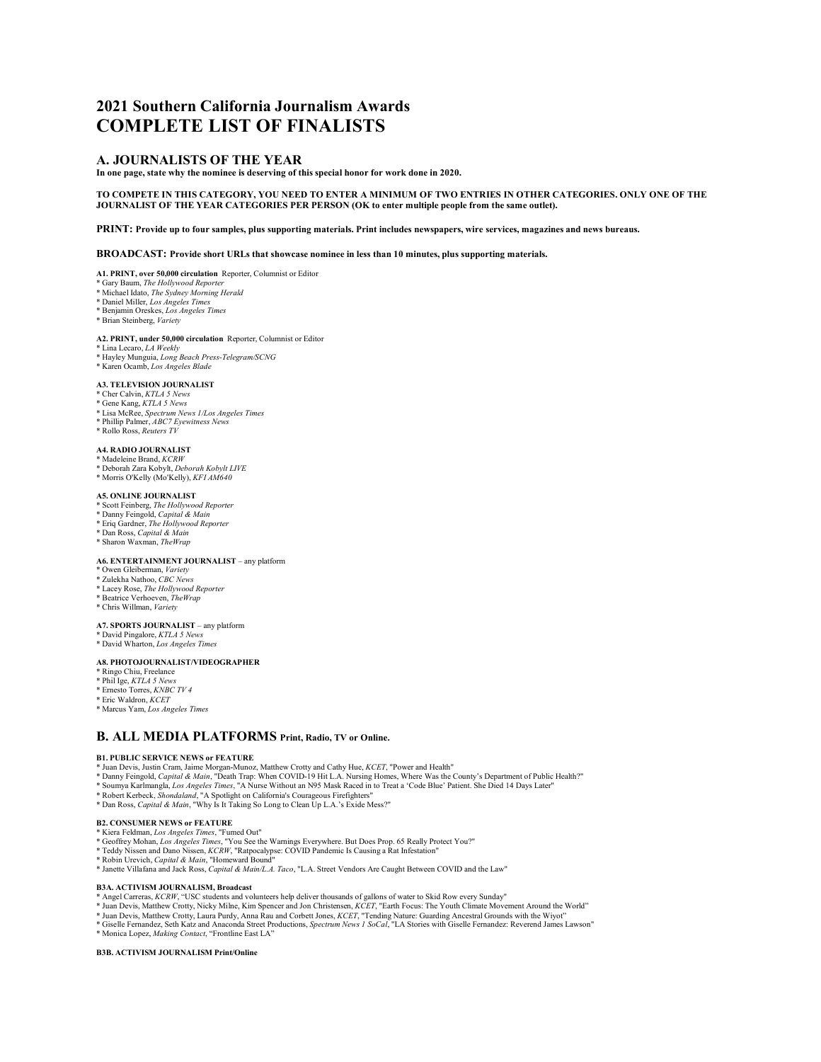# 2021 Southern California Journalism Awards
# COMPLETE LIST OF FINALISTS

## A. JOURNALISTS OF THE YEAR

**In one page, state why the nominee is deserving of this special honor for work done in 2020.**

**TO COMPETE IN THIS CATEGORY, YOU NEED TO ENTER A MINIMUM OF TWO ENTRIES IN OTHER CATEGORIES. ONLY ONE OF THE JOURNALIST OF THE YEAR CATEGORIES PER PERSON (OK to enter multiple people from the same outlet).**

**PRINT: Provide up to four samples, plus supporting materials. Print includes newspapers, wire services, magazines and news bureaus.**

**BROADCAST: Provide short URLs that showcase nominee in less than 10 minutes, plus supporting materials.**

**A1. PRINT, over 50,000 circulation** Reporter, Columnist or Editor
* Gary Baum, *The Hollywood Reporter*
* Michael Idato, *The Sydney Morning Herald*
* Daniel Miller, *Los Angeles Times*
* Benjamin Oreskes, *Los Angeles Times*
* Brian Steinberg, *Variety*

**A2. PRINT, under 50,000 circulation** Reporter, Columnist or Editor
* Lina Lecaro, *LA Weekly*
* Hayley Munguia, *Long Beach Press-Telegram/SCNG*
* Karen Ocamb, *Los Angeles Blade*

**A3. TELEVISION JOURNALIST**
* Cher Calvin, *KTLA 5 News*
* Gene Kang, *KTLA 5 News*
* Lisa McRee, *Spectrum News 1/Los Angeles Times*
* Phillip Palmer, *ABC7 Eyewitness News*
* Rollo Ross, *Reuters TV*

**A4. RADIO JOURNALIST**
* Madeleine Brand, *KCRW*
* Deborah Zara Kobylt, *Deborah Kobylt LIVE*
* Morris O'Kelly (Mo'Kelly), *KFI AM640*

**A5. ONLINE JOURNALIST**
* Scott Feinberg, *The Hollywood Reporter*
* Danny Feingold, *Capital & Main*
* Eriq Gardner, *The Hollywood Reporter*
* Dan Ross, *Capital & Main*
* Sharon Waxman, *TheWrap*

**A6. ENTERTAINMENT JOURNALIST** – any platform
* Owen Gleiberman, *Variety*
* Zulekha Nathoo, *CBC News*
* Lacey Rose, *The Hollywood Reporter*
* Beatrice Verhoeven, *TheWrap*
* Chris Willman, *Variety*

**A7. SPORTS JOURNALIST** – any platform
* David Pingalore, *KTLA 5 News*
* David Wharton, *Los Angeles Times*

**A8. PHOTOJOURNALIST/VIDEOGRAPHER**
* Ringo Chiu, Freelance
* Phil Ige, *KTLA 5 News*
* Ernesto Torres, *KNBC TV 4*
* Eric Waldron, *KCET*
* Marcus Yam, *Los Angeles Times*

## B. ALL MEDIA PLATFORMS **Print, Radio, TV or Online.**

**B1. PUBLIC SERVICE NEWS or FEATURE**
* Juan Devis, Justin Cram, Jaime Morgan-Munoz, Matthew Crotty and Cathy Hue, *KCET*, "Power and Health"
* Danny Feingold, *Capital & Main*, "Death Trap: When COVID-19 Hit L.A. Nursing Homes, Where Was the County's Department of Public Health?"
* Soumya Karlmangla, *Los Angeles Times*, "A Nurse Without an N95 Mask Raced in to Treat a 'Code Blue' Patient. She Died 14 Days Later"
* Robert Kerbeck, *Shondaland*, "A Spotlight on California's Courageous Firefighters"
* Dan Ross, *Capital & Main*, "Why Is It Taking So Long to Clean Up L.A.'s Exide Mess?"

**B2. CONSUMER NEWS or FEATURE**
* Kiera Feldman, *Los Angeles Times*, "Fumed Out"
* Geoffrey Mohan, *Los Angeles Times*, "You See the Warnings Everywhere. But Does Prop. 65 Really Protect You?"
* Teddy Nissen and Dano Nissen, *KCRW*, "Ratpocalypse: COVID Pandemic Is Causing a Rat Infestation"
* Robin Urevich, *Capital & Main*, "Homeward Bound"
* Janette Villafana and Jack Ross, *Capital & Main/L.A. Taco*, "L.A. Street Vendors Are Caught Between COVID and the Law"

**B3A. ACTIVISM JOURNALISM, Broadcast**
* Angel Carreras, *KCRW*, "USC students and volunteers help deliver thousands of gallons of water to Skid Row every Sunday"
* Juan Devis, Matthew Crotty, Nicky Milne, Kim Spencer and Jon Christensen, *KCET*, "Earth Focus: The Youth Climate Movement Around the World"
* Juan Devis, Matthew Crotty, Laura Purdy, Anna Rau and Corbett Jones, *KCET*, "Tending Nature: Guarding Ancestral Grounds with the Wiyot"
* Giselle Fernandez, Seth Katz and Anaconda Street Productions, *Spectrum News 1 SoCal*, "LA Stories with Giselle Fernandez: Reverend James Lawson"
* Monica Lopez, *Making Contact*, "Frontline East LA"

**B3B. ACTIVISM JOURNALISM Print/Online**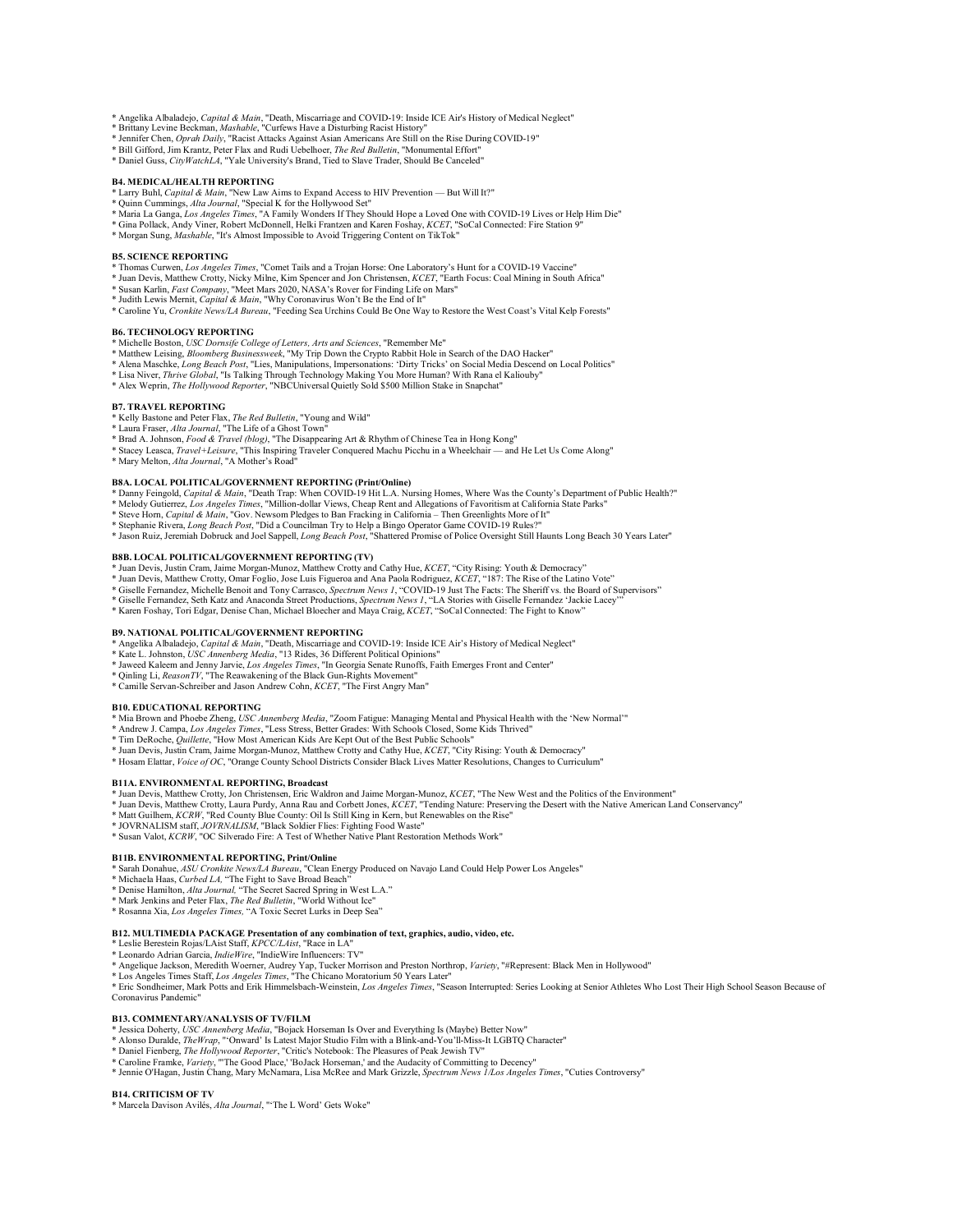* Angelika Albaladejo, *Capital & Main*, "Death, Miscarriage and COVID-19: Inside ICE Air's History of Medical Neglect"
* Brittany Levine Beckman, *Mashable*, "Curfews Have a Disturbing Racist History"
* Jennifer Chen, *Oprah Daily*, "Racist Attacks Against Asian Americans Are Still on the Rise During COVID-19"
* Bill Gifford, Jim Krantz, Peter Flax and Rudi Uebelhoer, *The Red Bulletin*, "Monumental Effort"
* Daniel Guss, *CityWatchLA*, "Yale University's Brand, Tied to Slave Trader, Should Be Canceled"

**B4. MEDICAL/HEALTH REPORTING**
* Larry Buhl, *Capital & Main*, "New Law Aims to Expand Access to HIV Prevention — But Will It?"
* Quinn Cummings, *Alta Journal*, "Special K for the Hollywood Set"
* Maria La Ganga, *Los Angeles Times*, "A Family Wonders If They Should Hope a Loved One with COVID-19 Lives or Help Him Die"
* Gina Pollack, Andy Viner, Robert McDonnell, Helki Frantzen and Karen Foshay, *KCET*, "SoCal Connected: Fire Station 9"
* Morgan Sung, *Mashable*, "It's Almost Impossible to Avoid Triggering Content on TikTok"

**B5. SCIENCE REPORTING**
* Thomas Curwen, *Los Angeles Times*, "Comet Tails and a Trojan Horse: One Laboratory's Hunt for a COVID-19 Vaccine"
* Juan Devis, Matthew Crotty, Nicky Milne, Kim Spencer and Jon Christensen, *KCET*, "Earth Focus: Coal Mining in South Africa"
* Susan Karlin, *Fast Company*, "Meet Mars 2020, NASA's Rover for Finding Life on Mars"
* Judith Lewis Mernit, *Capital & Main*, "Why Coronavirus Won't Be the End of It"
* Caroline Yu, *Cronkite News/LA Bureau*, "Feeding Sea Urchins Could Be One Way to Restore the West Coast's Vital Kelp Forests"

**B6. TECHNOLOGY REPORTING**
* Michelle Boston, *USC Dornsife College of Letters, Arts and Sciences*, "Remember Me"
* Matthew Leising, *Bloomberg Businessweek*, "My Trip Down the Crypto Rabbit Hole in Search of the DAO Hacker"
* Alena Maschke, *Long Beach Post*, "Lies, Manipulations, Impersonations: 'Dirty Tricks' on Social Media Descend on Local Politics"
* Lisa Niver, *Thrive Global*, "Is Talking Through Technology Making You More Human? With Rana el Kaliouby"
* Alex Weprin, *The Hollywood Reporter*, "NBCUniversal Quietly Sold $500 Million Stake in Snapchat"

**B7. TRAVEL REPORTING**
* Kelly Bastone and Peter Flax, *The Red Bulletin*, "Young and Wild"
* Laura Fraser, *Alta Journal*, "The Life of a Ghost Town"
* Brad A. Johnson, *Food & Travel (blog)*, "The Disappearing Art & Rhythm of Chinese Tea in Hong Kong"
* Stacey Leasca, *Travel+Leisure*, "This Inspiring Traveler Conquered Machu Picchu in a Wheelchair — and He Let Us Come Along"
* Mary Melton, *Alta Journal*, "A Mother's Road"

**B8A. LOCAL POLITICAL/GOVERNMENT REPORTING (Print/Online)**
* Danny Feingold, *Capital & Main*, "Death Trap: When COVID-19 Hit L.A. Nursing Homes, Where Was the County's Department of Public Health?"
* Melody Gutierrez, *Los Angeles Times*, "Million-dollar Views, Cheap Rent and Allegations of Favoritism at California State Parks"
* Steve Horn, *Capital & Main*, "Gov. Newsom Pledges to Ban Fracking in California – Then Greenlights More of It"
* Stephanie Rivera, *Long Beach Post*, "Did a Councilman Try to Help a Bingo Operator Game COVID-19 Rules?"
* Jason Ruiz, Jeremiah Dobruck and Joel Sappell, *Long Beach Post*, "Shattered Promise of Police Oversight Still Haunts Long Beach 30 Years Later"

**B8B. LOCAL POLITICAL/GOVERNMENT REPORTING (TV)**
* Juan Devis, Justin Cram, Jaime Morgan-Munoz, Matthew Crotty and Cathy Hue, *KCET*, "City Rising: Youth & Democracy"
* Juan Devis, Matthew Crotty, Omar Foglio, Jose Luis Figueroa and Ana Paola Rodriguez, *KCET*, "187: The Rise of the Latino Vote"
* Giselle Fernandez, Michelle Benoit and Tony Carrasco, *Spectrum News 1*, "COVID-19 Just The Facts: The Sheriff vs. the Board of Supervisors"
* Giselle Fernandez, Seth Katz and Anaconda Street Productions, *Spectrum News 1*, "LA Stories with Giselle Fernandez 'Jackie Lacey'"
* Karen Foshay, Tori Edgar, Denise Chan, Michael Bloecher and Maya Craig, *KCET*, "SoCal Connected: The Fight to Know"

**B9. NATIONAL POLITICAL/GOVERNMENT REPORTING**
* Angelika Albaladejo, *Capital & Main*, "Death, Miscarriage and COVID-19: Inside ICE Air's History of Medical Neglect"
* Kate L. Johnston, *USC Annenberg Media*, "13 Rides, 36 Different Political Opinions"
* Jaweed Kaleem and Jenny Jarvie, *Los Angeles Times*, "In Georgia Senate Runoffs, Faith Emerges Front and Center"
* Qinling Li, *ReasonTV*, "The Reawakening of the Black Gun-Rights Movement"
* Camille Servan-Schreiber and Jason Andrew Cohn, *KCET*, "The First Angry Man"

**B10. EDUCATIONAL REPORTING**
* Mia Brown and Phoebe Zheng, *USC Annenberg Media*, "Zoom Fatigue: Managing Mental and Physical Health with the 'New Normal'"
* Andrew J. Campa, *Los Angeles Times*, "Less Stress, Better Grades: With Schools Closed, Some Kids Thrived"
* Tim DeRoche, *Quillette*, "How Most American Kids Are Kept Out of the Best Public Schools"
* Juan Devis, Justin Cram, Jaime Morgan-Munoz, Matthew Crotty and Cathy Hue, *KCET*, "City Rising: Youth & Democracy"
* Hosam Elattar, *Voice of OC*, "Orange County School Districts Consider Black Lives Matter Resolutions, Changes to Curriculum"

**B11A. ENVIRONMENTAL REPORTING, Broadcast**
* Juan Devis, Matthew Crotty, Jon Christensen, Eric Waldron and Jaime Morgan-Munoz, *KCET*, "The New West and the Politics of the Environment"
* Juan Devis, Matthew Crotty, Laura Purdy, Anna Rau and Corbett Jones, *KCET*, "Tending Nature: Preserving the Desert with the Native American Land Conservancy"
* Matt Guilhem, *KCRW*, "Red County Blue County: Oil Is Still King in Kern, but Renewables on the Rise"
* JOVRNALISM staff, *JOVRNALISM*, "Black Soldier Flies: Fighting Food Waste"
* Susan Valot, *KCRW*, "OC Silverado Fire: A Test of Whether Native Plant Restoration Methods Work"

**B11B. ENVIRONMENTAL REPORTING, Print/Online**
* Sarah Donahue, *ASU Cronkite News/LA Bureau*, "Clean Energy Produced on Navajo Land Could Help Power Los Angeles"
* Michaela Haas, *Curbed LA*, "The Fight to Save Broad Beach"
* Denise Hamilton, *Alta Journal*, "The Secret Sacred Spring in West L.A."
* Mark Jenkins and Peter Flax, *The Red Bulletin*, "World Without Ice"
* Rosanna Xia, *Los Angeles Times*, "A Toxic Secret Lurks in Deep Sea"

**B12. MULTIMEDIA PACKAGE Presentation of any combination of text, graphics, audio, video, etc.**
* Leslie Berestein Rojas/LAist Staff, *KPCC/LAist*, "Race in LA"
* Leonardo Adrian Garcia, *IndieWire*, "IndieWire Influencers: TV"
* Angelique Jackson, Meredith Woerner, Audrey Yap, Tucker Morrison and Preston Northrop, *Variety*, "#Represent: Black Men in Hollywood"
* Los Angeles Times Staff, *Los Angeles Times*, "The Chicano Moratorium 50 Years Later"
* Eric Sondheimer, Mark Potts and Erik Himmelsbach-Weinstein, *Los Angeles Times*, "Season Interrupted: Series Looking at Senior Athletes Who Lost Their High School Season Because of Coronavirus Pandemic"

**B13. COMMENTARY/ANALYSIS OF TV/FILM**
* Jessica Doherty, *USC Annenberg Media*, "Bojack Horseman Is Over and Everything Is (Maybe) Better Now"
* Alonso Duralde, *TheWrap*, "'Onward' Is Latest Major Studio Film with a Blink-and-You'll-Miss-It LGBTQ Character"
* Daniel Fienberg, *The Hollywood Reporter*, "Critic's Notebook: The Pleasures of Peak Jewish TV"
* Caroline Framke, *Variety*, "'The Good Place,' 'BoJack Horseman,' and the Audacity of Committing to Decency"
* Jennie O'Hagan, Justin Chang, Mary McNamara, Lisa McRee and Mark Grizzle, *Spectrum News 1/Los Angeles Times*, "Cuties Controversy"

**B14. CRITICISM OF TV**
* Marcela Davison Avilés, *Alta Journal*, "'The L Word' Gets Woke"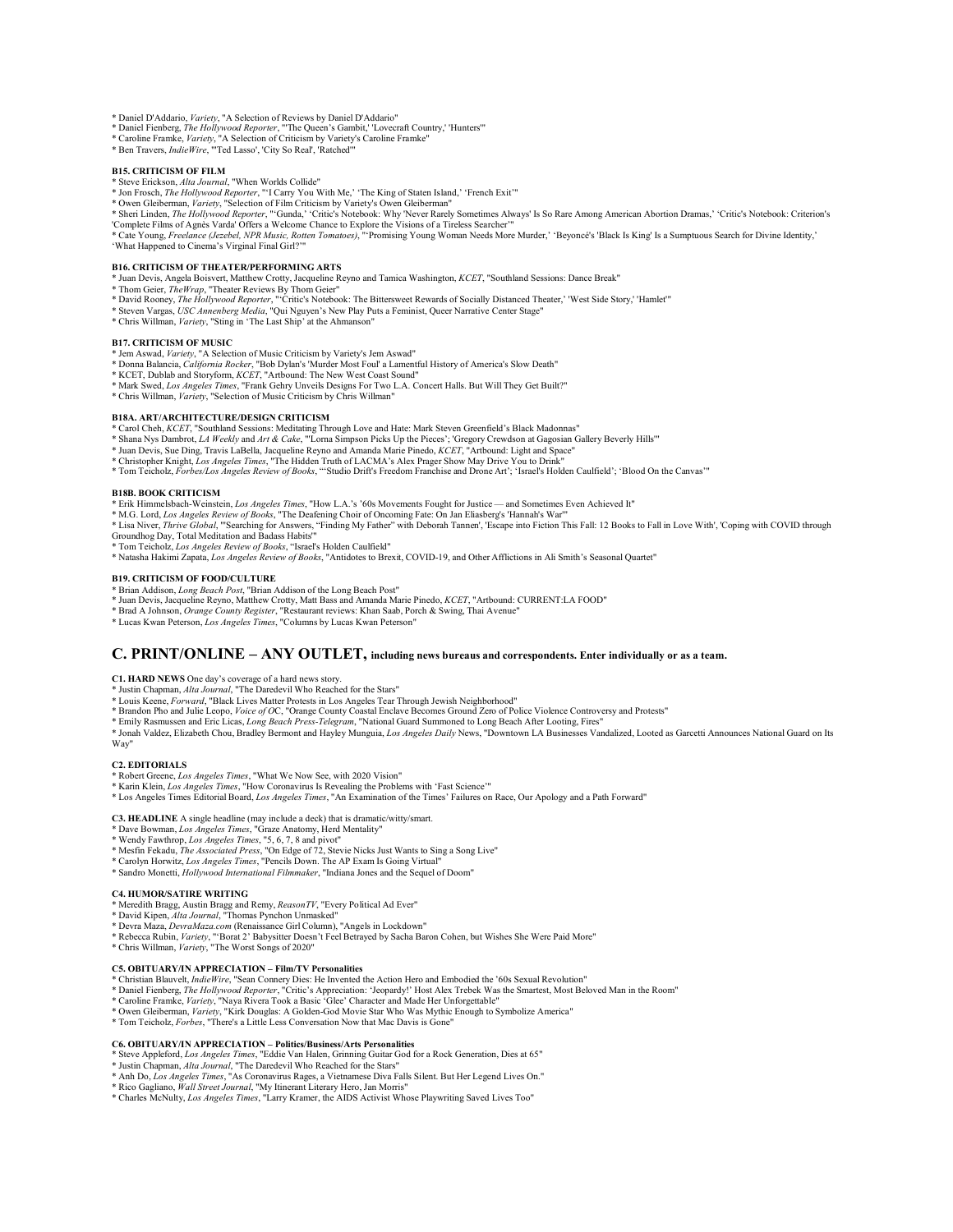* Daniel D'Addario, *Variety*, "A Selection of Reviews by Daniel D'Addario"
* Daniel Fienberg, *The Hollywood Reporter*, "'The Queen's Gambit,' 'Lovecraft Country,' 'Hunters'"
* Caroline Framke, *Variety*, "A Selection of Criticism by Variety's Caroline Framke"
* Ben Travers, *IndieWire*, "'Ted Lasso', 'City So Real', 'Ratched'"

**B15. CRITICISM OF FILM**

* Steve Erickson, *Alta Journal*, "When Worlds Collide"
* Jon Frosch, *The Hollywood Reporter*, "'I Carry You With Me,' 'The King of Staten Island,' 'French Exit'"
* Owen Gleiberman, *Variety*, "Selection of Film Criticism by Variety's Owen Gleiberman"
* Sheri Linden, *The Hollywood Reporter*, "'Gunda,' 'Critic's Notebook: Why 'Never Rarely Sometimes Always' Is So Rare Among American Abortion Dramas,' 'Critic's Notebook: Criterion's 'Complete Films of Agnès Varda' Offers a Welcome Chance to Explore the Visions of a Tireless Searcher'"
* Cate Young, *Freelance (Jezebel, NPR Music, Rotten Tomatoes)*, "'Promising Young Woman Needs More Murder,' 'Beyoncé's 'Black Is King' Is a Sumptuous Search for Divine Identity,' 'What Happened to Cinema's Virginal Final Girl?'"

**B16. CRITICISM OF THEATER/PERFORMING ARTS**

* Juan Devis, Angela Boisvert, Matthew Crotty, Jacqueline Reyno and Tamica Washington, *KCET*, "Southland Sessions: Dance Break"
* Thom Geier, *TheWrap*, "Theater Reviews By Thom Geier"
* David Rooney, *The Hollywood Reporter*, "'Critic's Notebook: The Bittersweet Rewards of Socially Distanced Theater,' 'West Side Story,' 'Hamlet'"
* Steven Vargas, *USC Annenberg Media*, "Qui Nguyen's New Play Puts a Feminist, Queer Narrative Center Stage"
* Chris Willman, *Variety*, "Sting in 'The Last Ship' at the Ahmanson"

**B17. CRITICISM OF MUSIC**

* Jem Aswad, *Variety*, "A Selection of Music Criticism by Variety's Jem Aswad"
* Donna Balancia, *California Rocker*, "Bob Dylan's 'Murder Most Foul' a Lamentful History of America's Slow Death"
* KCET, Dublab and Storyform, *KCET*, "Artbound: The New West Coast Sound"
* Mark Swed, *Los Angeles Times*, "Frank Gehry Unveils Designs For Two L.A. Concert Halls. But Will They Get Built?"
* Chris Willman, *Variety*, "Selection of Music Criticism by Chris Willman"

**B18A. ART/ARCHITECTURE/DESIGN CRITICISM**

* Carol Cheh, *KCET*, "Southland Sessions: Meditating Through Love and Hate: Mark Steven Greenfield's Black Madonnas"
* Shana Nys Dambrot, *LA Weekly* and *Art & Cake*, "'Lorna Simpson Picks Up the Pieces'; 'Gregory Crewdson at Gagosian Gallery Beverly Hills'"
* Juan Devis, Sue Ding, Travis LaBella, Jacqueline Reyno and Amanda Marie Pinedo, *KCET*, "Artbound: Light and Space"
* Christopher Knight, *Los Angeles Times*, "The Hidden Truth of LACMA's Alex Prager Show May Drive You to Drink"
* Tom Teicholz, *Forbes/Los Angeles Review of Books*, "'Studio Drift's Freedom Franchise and Drone Art'; 'Israel's Holden Caulfield'; 'Blood On the Canvas'"

**B18B. BOOK CRITICISM**

* Erik Himmelsbach-Weinstein, *Los Angeles Times*, "How L.A.'s '60s Movements Fought for Justice — and Sometimes Even Achieved It"
* M.G. Lord, *Los Angeles Review of Books*, "The Deafening Choir of Oncoming Fate: On Jan Eliasberg's 'Hannah's War'"
* Lisa Niver, *Thrive Global*, "'Searching for Answers, "Finding My Father" with Deborah Tannen', 'Escape into Fiction This Fall: 12 Books to Fall in Love With', 'Coping with COVID through Groundhog Day, Total Meditation and Badass Habits'"
* Tom Teicholz, *Los Angeles Review of Books*, "Israel's Holden Caulfield"
* Natasha Hakimi Zapata, *Los Angeles Review of Books*, "Antidotes to Brexit, COVID-19, and Other Afflictions in Ali Smith's Seasonal Quartet"

**B19. CRITICISM OF FOOD/CULTURE**

* Brian Addison, *Long Beach Post*, "Brian Addison of the Long Beach Post"
* Juan Devis, Jacqueline Reyno, Matthew Crotty, Matt Bass and Amanda Marie Pinedo, *KCET*, "Artbound: CURRENT:LA FOOD"
* Brad A Johnson, *Orange County Register*, "Restaurant reviews: Khan Saab, Porch & Swing, Thai Avenue"
* Lucas Kwan Peterson, *Los Angeles Times*, "Columns by Lucas Kwan Peterson"

## C. PRINT/ONLINE – ANY OUTLET, including news bureaus and correspondents. Enter individually or as a team.

**C1. HARD NEWS** One day's coverage of a hard news story.

* Justin Chapman, *Alta Journal*, "The Daredevil Who Reached for the Stars"
* Louis Keene, *Forward*, "Black Lives Matter Protests in Los Angeles Tear Through Jewish Neighborhood"
* Brandon Pho and Julie Leopo, *Voice of OC*, "Orange County Coastal Enclave Becomes Ground Zero of Police Violence Controversy and Protests"
* Emily Rasmussen and Eric Licas, *Long Beach Press-Telegram*, "National Guard Summoned to Long Beach After Looting, Fires"
* Jonah Valdez, Elizabeth Chou, Bradley Bermont and Hayley Munguia, *Los Angeles Daily* News, "Downtown LA Businesses Vandalized, Looted as Garcetti Announces National Guard on Its Way"

**C2. EDITORIALS**

* Robert Greene, *Los Angeles Times*, "What We Now See, with 2020 Vision"
* Karin Klein, *Los Angeles Times*, "How Coronavirus Is Revealing the Problems with 'Fast Science'"
* Los Angeles Times Editorial Board, *Los Angeles Times*, "An Examination of the Times' Failures on Race, Our Apology and a Path Forward"

**C3. HEADLINE** A single headline (may include a deck) that is dramatic/witty/smart.

* Dave Bowman, *Los Angeles Times*, "Graze Anatomy, Herd Mentality"
* Wendy Fawthrop, *Los Angeles Times*, "5, 6, 7, 8 and pivot"
* Mesfin Fekadu, *The Associated Press*, "On Edge of 72, Stevie Nicks Just Wants to Sing a Song Live"
* Carolyn Horwitz, *Los Angeles Times*, "Pencils Down. The AP Exam Is Going Virtual"
* Sandro Monetti, *Hollywood International Filmmaker*, "Indiana Jones and the Sequel of Doom"

**C4. HUMOR/SATIRE WRITING**

* Meredith Bragg, Austin Bragg and Remy, *ReasonTV*, "Every Political Ad Ever"
* David Kipen, *Alta Journal*, "Thomas Pynchon Unmasked"
* Devra Maza, *DevraMaza.com* (Renaissance Girl Column), "Angels in Lockdown"
* Rebecca Rubin, *Variety*, "'Borat 2' Babysitter Doesn't Feel Betrayed by Sacha Baron Cohen, but Wishes She Were Paid More"
* Chris Willman, *Variety*, "The Worst Songs of 2020"

**C5. OBITUARY/IN APPRECIATION – Film/TV Personalities**

* Christian Blauvelt, *IndieWire*, "Sean Connery Dies: He Invented the Action Hero and Embodied the '60s Sexual Revolution"
* Daniel Fienberg, *The Hollywood Reporter*, "Critic's Appreciation: 'Jeopardy!' Host Alex Trebek Was the Smartest, Most Beloved Man in the Room"
* Caroline Framke, *Variety*, "Naya Rivera Took a Basic 'Glee' Character and Made Her Unforgettable"
* Owen Gleiberman, *Variety*, "Kirk Douglas: A Golden-God Movie Star Who Was Mythic Enough to Symbolize America"
* Tom Teicholz, *Forbes*, "There's a Little Less Conversation Now that Mac Davis is Gone"

**C6. OBITUARY/IN APPRECIATION – Politics/Business/Arts Personalities**

* Steve Appleford, *Los Angeles Times*, "Eddie Van Halen, Grinning Guitar God for a Rock Generation, Dies at 65"
* Justin Chapman, *Alta Journal*, "The Daredevil Who Reached for the Stars"
* Anh Do, *Los Angeles Times*, "As Coronavirus Rages, a Vietnamese Diva Falls Silent. But Her Legend Lives On."
* Rico Gagliano, *Wall Street Journal*, "My Itinerant Literary Hero, Jan Morris"
* Charles McNulty, *Los Angeles Times*, "Larry Kramer, the AIDS Activist Whose Playwriting Saved Lives Too"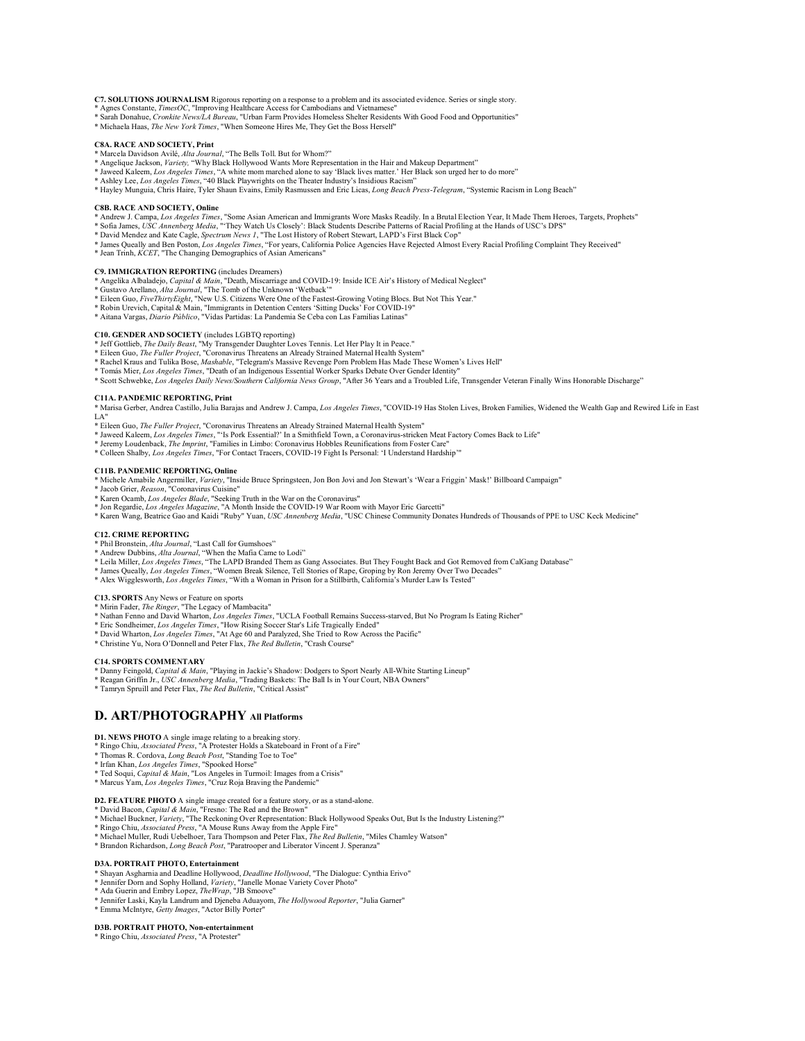**C7. SOLUTIONS JOURNALISM** Rigorous reporting on a response to a problem and its associated evidence. Series or single story.
* Agnes Constante, *TimesOC*, "Improving Healthcare Access for Cambodians and Vietnamese"
* Sarah Donahue, *Cronkite News/LA Bureau*, "Urban Farm Provides Homeless Shelter Residents With Good Food and Opportunities"
* Michaela Haas, *The New York Times*, "When Someone Hires Me, They Get the Boss Herself"

**C8A. RACE AND SOCIETY, Print**
* Marcela Davidson Avilé, *Alta Journal*, "The Bells Toll. But for Whom?"
* Angelique Jackson, *Variety,* "Why Black Hollywood Wants More Representation in the Hair and Makeup Department"
* Jaweed Kaleem, *Los Angeles Times*, "A white mom marched alone to say 'Black lives matter.' Her Black son urged her to do more"
* Ashley Lee, *Los Angeles Times*, "40 Black Playwrights on the Theater Industry's Insidious Racism"
* Hayley Munguia, Chris Haire, Tyler Shaun Evains, Emily Rasmussen and Eric Licas, *Long Beach Press-Telegram*, "Systemic Racism in Long Beach"

**C8B. RACE AND SOCIETY, Online**
* Andrew J. Campa, *Los Angeles Times*, "Some Asian American and Immigrants Wore Masks Readily. In a Brutal Election Year, It Made Them Heroes, Targets, Prophets"
* Sofia James, *USC Annenberg Media*, "'They Watch Us Closely': Black Students Describe Patterns of Racial Profiling at the Hands of USC's DPS"
* David Mendez and Kate Cagle, *Spectrum News 1*, "The Lost History of Robert Stewart, LAPD's First Black Cop"
* James Queally and Ben Poston, *Los Angeles Times*, "For years, California Police Agencies Have Rejected Almost Every Racial Profiling Complaint They Received"
* Jean Trinh, *KCET*, "The Changing Demographics of Asian Americans"

**C9. IMMIGRATION REPORTING** (includes Dreamers)
* Angelika Albaladejo, *Capital & Main*, "Death, Miscarriage and COVID-19: Inside ICE Air's History of Medical Neglect"
* Gustavo Arellano, *Alta Journal*, "The Tomb of the Unknown 'Wetback'"
* Eileen Guo, *FiveThirtyEight*, "New U.S. Citizens Were One of the Fastest-Growing Voting Blocs. But Not This Year."
* Robin Urevich, Capital & Main, "Immigrants in Detention Centers 'Sitting Ducks' For COVID-19"
* Aitana Vargas, *Diario Público*, "Vidas Partidas: La Pandemia Se Ceba con Las Familias Latinas"

**C10. GENDER AND SOCIETY** (includes LGBTQ reporting)
* Jeff Gottlieb, *The Daily Beast*, "My Transgender Daughter Loves Tennis. Let Her Play It in Peace."
* Eileen Guo, *The Fuller Project*, "Coronavirus Threatens an Already Strained Maternal Health System"
* Rachel Kraus and Tulika Bose, *Mashable*, "Telegram's Massive Revenge Porn Problem Has Made These Women's Lives Hell"
* Tomás Mier, *Los Angeles Times*, "Death of an Indigenous Essential Worker Sparks Debate Over Gender Identity"
* Scott Schwebke, *Los Angeles Daily News/Southern California News Group*, "After 36 Years and a Troubled Life, Transgender Veteran Finally Wins Honorable Discharge"

**C11A. PANDEMIC REPORTING, Print**
* Marisa Gerber, Andrea Castillo, Julia Barajas and Andrew J. Campa, *Los Angeles Times*, "COVID-19 Has Stolen Lives, Broken Families, Widened the Wealth Gap and Rewired Life in East LA"
* Eileen Guo, *The Fuller Project*, "Coronavirus Threatens an Already Strained Maternal Health System"
* Jaweed Kaleem, *Los Angeles Times*, "'Is Pork Essential?' In a Smithfield Town, a Coronavirus-stricken Meat Factory Comes Back to Life"
* Jeremy Loudenback, *The Imprint*, "Families in Limbo: Coronavirus Hobbles Reunifications from Foster Care"
* Colleen Shalby, *Los Angeles Times*, "For Contact Tracers, COVID-19 Fight Is Personal: 'I Understand Hardship'"

**C11B. PANDEMIC REPORTING, Online**
* Michele Amabile Angermiller, *Variety*, "Inside Bruce Springsteen, Jon Bon Jovi and Jon Stewart's 'Wear a Friggin' Mask!' Billboard Campaign"
* Jacob Grier, *Reason*, "Coronavirus Cuisine"
* Karen Ocamb, *Los Angeles Blade*, "Seeking Truth in the War on the Coronavirus"
* Jon Regardie, *Los Angeles Magazine*, "A Month Inside the COVID-19 War Room with Mayor Eric Garcetti"
* Karen Wang, Beatrice Gao and Kaidi "Ruby" Yuan, *USC Annenberg Media*, "USC Chinese Community Donates Hundreds of Thousands of PPE to USC Keck Medicine"

**C12. CRIME REPORTING**
* Phil Bronstein, *Alta Journal*, "Last Call for Gumshoes"
* Andrew Dubbins, *Alta Journal*, "When the Mafia Came to Lodi"
* Leila Miller, *Los Angeles Times*, "The LAPD Branded Them as Gang Associates. But They Fought Back and Got Removed from CalGang Database"
* James Queally, *Los Angeles Times*, "Women Break Silence, Tell Stories of Rape, Groping by Ron Jeremy Over Two Decades"
* Alex Wigglesworth, *Los Angeles Times*, "With a Woman in Prison for a Stillbirth, California's Murder Law Is Tested"

**C13. SPORTS** Any News or Feature on sports
* Mirin Fader, *The Ringer*, "The Legacy of Mambacita"
* Nathan Fenno and David Wharton, *Los Angeles Times*, "UCLA Football Remains Success-starved, But No Program Is Eating Richer"
* Eric Sondheimer, *Los Angeles Times*, "How Rising Soccer Star's Life Tragically Ended"
* David Wharton, *Los Angeles Times*, "At Age 60 and Paralyzed, She Tried to Row Across the Pacific"
* Christine Yu, Nora O'Donnell and Peter Flax, *The Red Bulletin*, "Crash Course"

**C14. SPORTS COMMENTARY**
* Danny Feingold, *Capital & Main*, "Playing in Jackie's Shadow: Dodgers to Sport Nearly All-White Starting Lineup"
* Reagan Griffin Jr., *USC Annenberg Media*, "Trading Baskets: The Ball Is in Your Court, NBA Owners"
* Tamryn Spruill and Peter Flax, *The Red Bulletin*, "Critical Assist"

## D. ART/PHOTOGRAPHY All Platforms

**D1. NEWS PHOTO** A single image relating to a breaking story.
* Ringo Chiu, *Associated Press*, "A Protester Holds a Skateboard in Front of a Fire"
* Thomas R. Cordova, *Long Beach Post*, "Standing Toe to Toe"
* Irfan Khan, *Los Angeles Times*, "Spooked Horse"
* Ted Soqui, *Capital & Main*, "Los Angeles in Turmoil: Images from a Crisis"
* Marcus Yam, *Los Angeles Times*, "Cruz Roja Braving the Pandemic"

**D2. FEATURE PHOTO** A single image created for a feature story, or as a stand-alone.
* David Bacon, *Capital & Main*, "Fresno: The Red and the Brown"
* Michael Buckner, *Variety*, "The Reckoning Over Representation: Black Hollywood Speaks Out, But Is the Industry Listening?"
* Ringo Chiu, *Associated Press*, "A Mouse Runs Away from the Apple Fire"
* Michael Muller, Rudi Uebelhoer, Tara Thompson and Peter Flax, *The Red Bulletin*, "Miles Chamley Watson"
* Brandon Richardson, *Long Beach Post*, "Paratrooper and Liberator Vincent J. Speranza"

**D3A. PORTRAIT PHOTO, Entertainment**
* Shayan Asgharnia and Deadline Hollywood, *Deadline Hollywood*, "The Dialogue: Cynthia Erivo"
* Jennifer Dorn and Sophy Holland, *Variety*, "Janelle Monae Variety Cover Photo"
* Ada Guerin and Embry Lopez, *TheWrap*, "JB Smoove"
* Jennifer Laski, Kayla Landrum and Djeneba Aduayom, *The Hollywood Reporter*, "Julia Garner"
* Emma McIntyre, *Getty Images*, "Actor Billy Porter"

**D3B. PORTRAIT PHOTO, Non-entertainment**
* Ringo Chiu, *Associated Press*, "A Protester"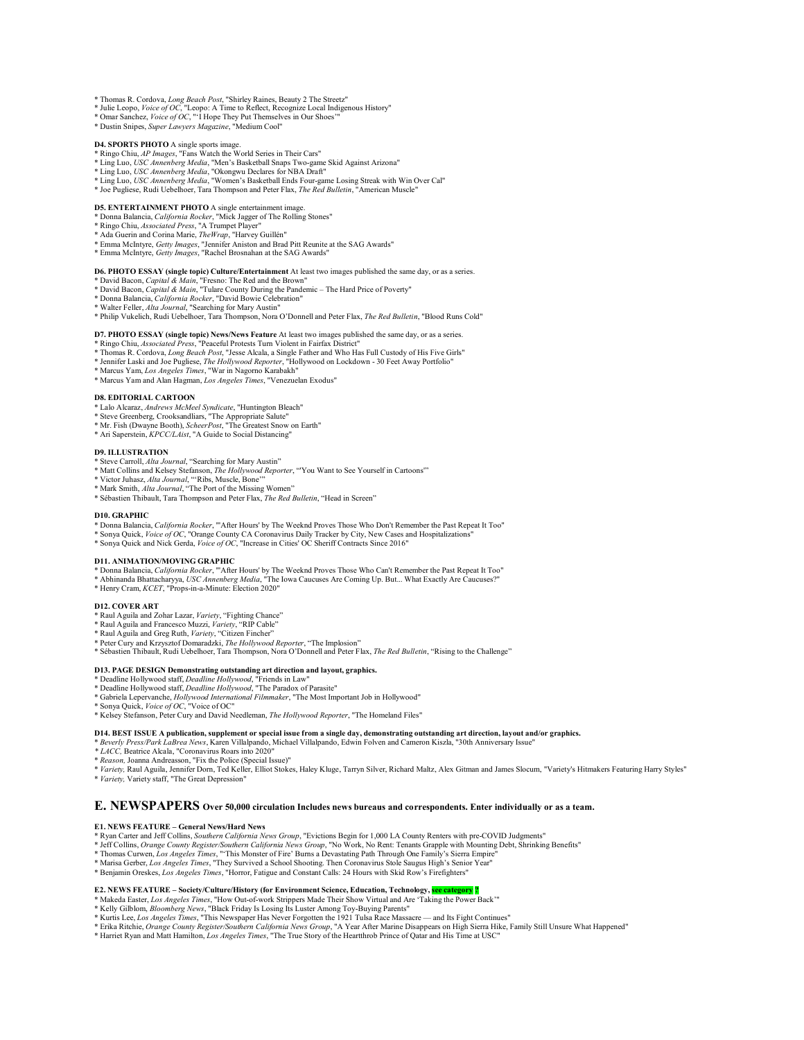* Thomas R. Cordova, *Long Beach Post*, "Shirley Raines, Beauty 2 The Streetz"
* Julie Leopo, *Voice of OC*, "Leopo: A Time to Reflect, Recognize Local Indigenous History"
* Omar Sanchez, *Voice of OC*, "'I Hope They Put Themselves in Our Shoes'"
* Dustin Snipes, *Super Lawyers Magazine*, "Medium Cool"

**D4. SPORTS PHOTO** A single sports image.

* Ringo Chiu, *AP Images*, "Fans Watch the World Series in Their Cars"
* Ling Luo, *USC Annenberg Media*, "Men's Basketball Snaps Two-game Skid Against Arizona"
* Ling Luo, *USC Annenberg Media*, "Okongwu Declares for NBA Draft"
* Ling Luo, *USC Annenberg Media*, "Women's Basketball Ends Four-game Losing Streak with Win Over Cal"
* Joe Pugliese, Rudi Uebelhoer, Tara Thompson and Peter Flax, *The Red Bulletin*, "American Muscle"

**D5. ENTERTAINMENT PHOTO** A single entertainment image.

* Donna Balancia, *California Rocker*, "Mick Jagger of The Rolling Stones"
* Ringo Chiu, *Associated Press*, "A Trumpet Player"
* Ada Guerin and Corina Marie, *TheWrap*, "Harvey Guillén"
* Emma McIntyre, *Getty Images*, "Jennifer Aniston and Brad Pitt Reunite at the SAG Awards"
* Emma McIntyre, *Getty Images*, "Rachel Brosnahan at the SAG Awards"

**D6. PHOTO ESSAY (single topic) Culture/Entertainment** At least two images published the same day, or as a series.

* David Bacon, *Capital & Main*, "Fresno: The Red and the Brown"
* David Bacon, *Capital & Main*, "Tulare County During the Pandemic – The Hard Price of Poverty"
* Donna Balancia, *California Rocker*, "David Bowie Celebration"
* Walter Feller, *Alta Journal*, "Searching for Mary Austin"
* Philip Vukelich, Rudi Uebelhoer, Tara Thompson, Nora O'Donnell and Peter Flax, *The Red Bulletin*, "Blood Runs Cold"

**D7. PHOTO ESSAY (single topic) News/News Feature** At least two images published the same day, or as a series.

* Ringo Chiu, *Associated Press*, "Peaceful Protests Turn Violent in Fairfax District"
* Thomas R. Cordova, *Long Beach Post*, "Jesse Alcala, a Single Father and Who Has Full Custody of His Five Girls"
* Jennifer Laski and Joe Pugliese, *The Hollywood Reporter*, "Hollywood on Lockdown - 30 Feet Away Portfolio"
* Marcus Yam, *Los Angeles Times*, "War in Nagorno Karabakh"
* Marcus Yam and Alan Hagman, *Los Angeles Times*, "Venezuelan Exodus"

**D8. EDITORIAL CARTOON**

* Lalo Alcaraz, *Andrews McMeel Syndicate*, "Huntington Bleach"
* Steve Greenberg, Crooksandliars, "The Appropriate Salute"
* Mr. Fish (Dwayne Booth), *ScheerPost*, "The Greatest Snow on Earth"
* Ari Saperstein, *KPCC/LAist*, "A Guide to Social Distancing"

**D9. ILLUSTRATION**

* Steve Carroll, *Alta Journal*, "Searching for Mary Austin"
* Matt Collins and Kelsey Stefanson, *The Hollywood Reporter*, "'You Want to See Yourself in Cartoons'"
* Victor Juhasz, *Alta Journal*, "'Ribs, Muscle, Bone'"
* Mark Smith, *Alta Journal*, "The Port of the Missing Women"
* Sébastien Thibault, Tara Thompson and Peter Flax, *The Red Bulletin*, "Head in Screen"

**D10. GRAPHIC**

* Donna Balancia, *California Rocker*, "'After Hours' by The Weeknd Proves Those Who Don't Remember the Past Repeat It Too"
* Sonya Quick, *Voice of OC*, "Orange County CA Coronavirus Daily Tracker by City, New Cases and Hospitalizations"
* Sonya Quick and Nick Gerda, *Voice of OC*, "Increase in Cities' OC Sheriff Contracts Since 2016"

**D11. ANIMATION/MOVING GRAPHIC**

* Donna Balancia, *California Rocker*, "'After Hours' by The Weeknd Proves Those Who Can't Remember the Past Repeat It Too"
* Abhinanda Bhattacharyya, *USC Annenberg Media*, "The Iowa Caucuses Are Coming Up. But... What Exactly Are Caucuses?"
* Henry Cram, *KCET*, "Props-in-a-Minute: Election 2020"

**D12. COVER ART**

* Raul Aguila and Zohar Lazar, *Variety*, "Fighting Chance"
* Raul Aguila and Francesco Muzzi, *Variety*, "RIP Cable"
* Raul Aguila and Greg Ruth, *Variety*, "Citizen Fincher"
* Peter Cury and Krzysztof Domaradzki, *The Hollywood Reporter*, "The Implosion"
* Sébastien Thibault, Rudi Uebelhoer, Tara Thompson, Nora O'Donnell and Peter Flax, *The Red Bulletin*, "Rising to the Challenge"

**D13. PAGE DESIGN Demonstrating outstanding art direction and layout, graphics.**

* Deadline Hollywood staff, *Deadline Hollywood*, "Friends in Law"
* Deadline Hollywood staff, *Deadline Hollywood*, "The Paradox of Parasite"
* Gabriela Lepervanche, *Hollywood International Filmmaker*, "The Most Important Job in Hollywood"
* Sonya Quick, *Voice of OC*, "Voice of OC"
* Kelsey Stefanson, Peter Cury and David Needleman, *The Hollywood Reporter*, "The Homeland Files"

**D14. BEST ISSUE A publication, supplement or special issue from a single day, demonstrating outstanding art direction, layout and/or graphics.**

* *Beverly Press/Park LaBrea News*, Karen Villalpando, Michael Villalpando, Edwin Folven and Cameron Kiszla, "30th Anniversary Issue"
* *LACC,* Beatrice Alcala, "Coronavirus Roars into 2020"
* *Reason,* Joanna Andreasson, "Fix the Police (Special Issue)"
* *Variety,* Raul Aguila, Jennifer Dorn, Ted Keller, Elliot Stokes, Haley Kluge, Tarryn Silver, Richard Maltz, Alex Gitman and James Slocum, "Variety's Hitmakers Featuring Harry Styles"
* *Variety,* Variety staff, "The Great Depression"

## E. NEWSPAPERS Over 50,000 circulation Includes news bureaus and correspondents. Enter individually or as a team.

**E1. NEWS FEATURE – General News/Hard News**

* Ryan Carter and Jeff Collins, *Southern California News Group*, "Evictions Begin for 1,000 LA County Renters with pre-COVID Judgments"
* Jeff Collins, *Orange County Register/Southern California News Group*, "No Work, No Rent: Tenants Grapple with Mounting Debt, Shrinking Benefits"
* Thomas Curwen, *Los Angeles Times*, "'This Monster of Fire' Burns a Devastating Path Through One Family's Sierra Empire"
* Marisa Gerber, *Los Angeles Times*, "They Survived a School Shooting. Then Coronavirus Stole Saugus High's Senior Year"
* Benjamin Oreskes, *Los Angeles Times*, "Horror, Fatigue and Constant Calls: 24 Hours with Skid Row's Firefighters"

**E2. NEWS FEATURE – Society/Culture/History (for Environment Science, Education, Technology, see category ?**

* Makeda Easter, *Los Angeles Times*, "How Out-of-work Strippers Made Their Show Virtual and Are 'Taking the Power Back'"
* Kelly Gilblom, *Bloomberg News*, "Black Friday Is Losing Its Luster Among Toy-Buying Parents"
* Kurtis Lee, *Los Angeles Times*, "This Newspaper Has Never Forgotten the 1921 Tulsa Race Massacre — and Its Fight Continues"
* Erika Ritchie, *Orange County Register/Southern California News Group*, "A Year After Marine Disappears on High Sierra Hike, Family Still Unsure What Happened"
* Harriet Ryan and Matt Hamilton, *Los Angeles Times*, "The True Story of the Heartthrob Prince of Qatar and His Time at USC"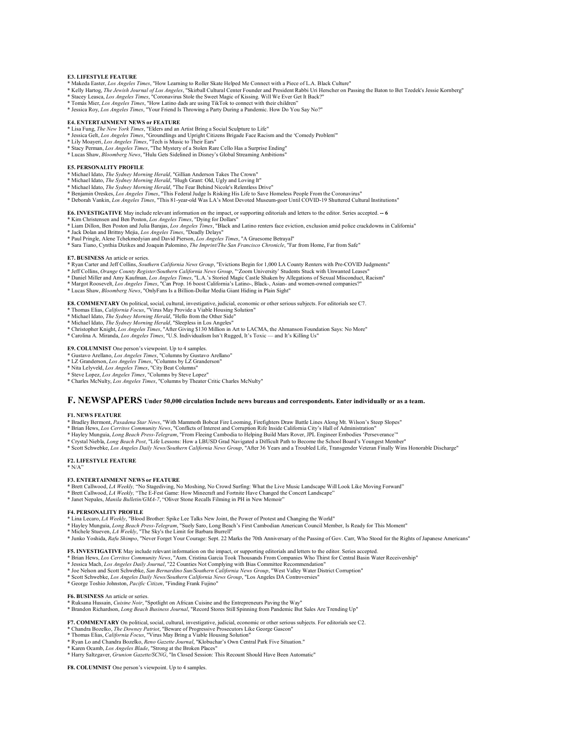**E3. LIFESTYLE FEATURE**

* Makeda Easter, *Los Angeles Times*, "How Learning to Roller Skate Helped Me Connect with a Piece of L.A. Black Culture"
* Kelly Hartog, *The Jewish Journal of Los Angeles*, "Skirball Cultural Center Founder and President Rabbi Uri Herscher on Passing the Baton to Bet Tzedek's Jessie Kornberg"
* Stacey Leasca, *Los Angeles Times*, "Coronavirus Stole the Sweet Magic of Kissing. Will We Ever Get It Back?"
* Tomás Mier, *Los Angeles Times*, "How Latino dads are using TikTok to connect with their children"
* Jessica Roy, *Los Angeles Times*, "Your Friend Is Throwing a Party During a Pandemic. How Do You Say No?"

**E4. ENTERTAINMENT NEWS or FEATURE**

* Lisa Fung, *The New York Times*, "Elders and an Artist Bring a Social Sculpture to Life"
* Jessica Gelt, *Los Angeles Times*, "Groundlings and Upright Citizens Brigade Face Racism and the 'Comedy Problem'"
* Lily Moayeri, *Los Angeles Times*, "Tech is Music to Their Ears"
* Stacy Perman, *Los Angeles Times*, "The Mystery of a Stolen Rare Cello Has a Surprise Ending"
* Lucas Shaw, *Bloomberg News*, "Hulu Gets Sidelined in Disney's Global Streaming Ambitions"

**E5. PERSONALITY PROFILE**

* Michael Idato, *The Sydney Morning Herald*, "Gillian Anderson Takes The Crown"
* Michael Idato, *The Sydney Morning Herald*, "Hugh Grant: Old, Ugly and Loving It"
* Michael Idato, *The Sydney Morning Herald*, "The Fear Behind Nicole's Relentless Drive"
* Benjamin Oreskes, *Los Angeles Times*, "This Federal Judge Is Risking His Life to Save Homeless People From the Coronavirus"
* Deborah Vankin, *Los Angeles Times*, "This 81-year-old Was LA's Most Devoted Museum-goer Until COVID-19 Shuttered Cultural Institutions"

**E6. INVESTIGATIVE** May include relevant information on the impact, or supporting editorials and letters to the editor. Series accepted. **-- 6**

* Kim Christensen and Ben Poston, *Los Angeles Times*, "Dying for Dollars"
* Liam Dillon, Ben Poston and Julia Barajas, *Los Angeles Times*, "Black and Latino renters face eviction, exclusion amid police crackdowns in California"
* Jack Dolan and Brittny Mejia, *Los Angeles Times*, "Deadly Delays"
* Paul Pringle, Alene Tchekmedyian and David Pierson, *Los Angeles Times*, "A Gruesome Betrayal"
* Sara Tiano, Cynthia Dizikes and Joaquin Palomino, *The Imprint/The San Francisco Chronicle*, "Far from Home, Far from Safe"

**E7. BUSINESS** An article or series.

* Ryan Carter and Jeff Collins, *Southern California News Group*, "Evictions Begin for 1,000 LA County Renters with Pre-COVID Judgments"
* Jeff Collins, *Orange County Register/Southern California News Group*, "'Zoom University' Students Stuck with Unwanted Leases"
* Daniel Miller and Amy Kaufman, *Los Angeles Times*, "L.A.'s Storied Magic Castle Shaken by Allegations of Sexual Misconduct, Racism"
* Margot Roosevelt, *Los Angeles Times*, "Can Prop. 16 boost California's Latino-, Black-, Asian- and women-owned companies?"
* Lucas Shaw, *Bloomberg News*, "OnlyFans Is a Billion-Dollar Media Giant Hiding in Plain Sight"

**E8. COMMENTARY** On political, social, cultural, investigative, judicial, economic or other serious subjects. For editorials see C7.

* Thomas Elias, *California Focus*, "Virus May Provide a Viable Housing Solution"
* Michael Idato, *The Sydney Morning Herald*, "Hello from the Other Side"
* Michael Idato, *The Sydney Morning Herald*, "Sleepless in Los Angeles"
* Christopher Knight, *Los Angeles Times*, "After Giving $130 Million in Art to LACMA, the Ahmanson Foundation Says: No More"
* Carolina A. Miranda, *Los Angeles Times*, "U.S. Individualism Isn't Rugged, It's Toxic — and It's Killing Us"

**E9. COLUMNIST** One person's viewpoint. Up to 4 samples.

* Gustavo Arellano, *Los Angeles Times*, "Columns by Gustavo Arellano"
* LZ Granderson, *Los Angeles Times*, "Columns by LZ Granderson"
* Nita Lelyveld, *Los Angeles Times*, "City Beat Columns"
* Steve Lopez, *Los Angeles Times*, "Columns by Steve Lopez"
* Charles McNulty, *Los Angeles Times*, "Columns by Theater Critic Charles McNulty"

## F. NEWSPAPERS **Under 50,000 circulation Include news bureaus and correspondents. Enter individually or as a team.**

**F1. NEWS FEATURE**

* Bradley Bermont, *Pasadena Star News*, "With Mammoth Bobcat Fire Looming, Firefighters Draw Battle Lines Along Mt. Wilson's Steep Slopes"
* Brian Hews, *Los Cerritos Community News*, "Conflicts of Interest and Corruption Rife Inside California City's Hall of Administration"
* Hayley Munguia, *Long Beach Press-Telegram*, "From Fleeing Cambodia to Helping Build Mars Rover, JPL Engineer Embodies 'Perseverance'"
* Crystal Niebla, *Long Beach Post*, "Life Lessons: How a LBUSD Grad Navigated a Difficult Path to Become the School Board's Youngest Member"
* Scott Schwebke, *Los Angeles Daily News/Southern California News Group*, "After 36 Years and a Troubled Life, Transgender Veteran Finally Wins Honorable Discharge"

**F2. LIFESTYLE FEATURE**

* N/A"

**F3. ENTERTAINMENT NEWS or FEATURE**

* Brett Callwood, *LA Weekly,* "No Stagediving, No Moshing, No Crowd Surfing: What the Live Music Landscape Will Look Like Moving Forward"
* Brett Callwood, *LA Weekly,* "The E-Fest Game: How Minecraft and Fortnite Have Changed the Concert Landscape"
* Janet Nepales, *Manila Bulletin/GMA-7*, "Oliver Stone Recalls Filming in PH in New Memoir"

**F4. PERSONALITY PROFILE**

* Lina Lecaro, *LA Weekly*, "Blood Brother: Spike Lee Talks New Joint, the Power of Protest and Changing the World"
* Hayley Munguia, *Long Beach Press-Telegram*, "Suely Saro, Long Beach's First Cambodian American Council Member, Is Ready for This Moment"
* Michele Stueven, *LA Weekly*, "The Sky's the Limit for Barbara Burrell"
* Junko Yoshida, *Rafu Shimpo*, "Never Forget Your Courage: Sept. 22 Marks the 70th Anniversary of the Passing of Gov. Carr, Who Stood for the Rights of Japanese Americans"

**F5. INVESTIGATIVE** May include relevant information on the impact, or supporting editorials and letters to the editor. Series accepted.

* Brian Hews, *Los Cerritos Community News*, "Asm. Cristina Garcia Took Thousands From Companies Who Thirst for Central Basin Water Receivership"
* Jessica Mach, *Los Angeles Daily Journal*, "22 Counties Not Complying with Bias Committee Recommendation"
* Joe Nelson and Scott Schwebke, *San Bernardino Sun/Southern California News Group*, "West Valley Water District Corruption"
* Scott Schwebke, *Los Angeles Daily News/Southern California News Group*, "Los Angeles DA Controversies"
* George Toshio Johnston, *Pacific Citizen*, "Finding Frank Fujino"

**F6. BUSINESS** An article or series.

* Ruksana Hussain, *Cuisine Noir*, "Spotlight on African Cuisine and the Entrepreneurs Paving the Way"
* Brandon Richardson, *Long Beach Business Journal*, "Record Stores Still Spinning from Pandemic But Sales Are Trending Up"

**F7. COMMENTARY** On political, social, cultural, investigative, judicial, economic or other serious subjects. For editorials see C2.

* Chandra Bozelko, *The Downey Patriot*, "Beware of Progressive Prosecutors Like George Gascon"
* Thomas Elias, *California Focus*, "Virus May Bring a Viable Housing Solution"
* Ryan Lo and Chandra Bozelko, *Reno Gazette Journal*, "Klobuchar's Own Central Park Five Situation."
* Karen Ocamb, *Los Angeles Blade*, "Strong at the Broken Places"
* Harry Saltzgaver, *Grunion Gazette/SCNG*, "In Closed Session: This Recount Should Have Been Automatic"

**F8. COLUMNIST** One person's viewpoint. Up to 4 samples.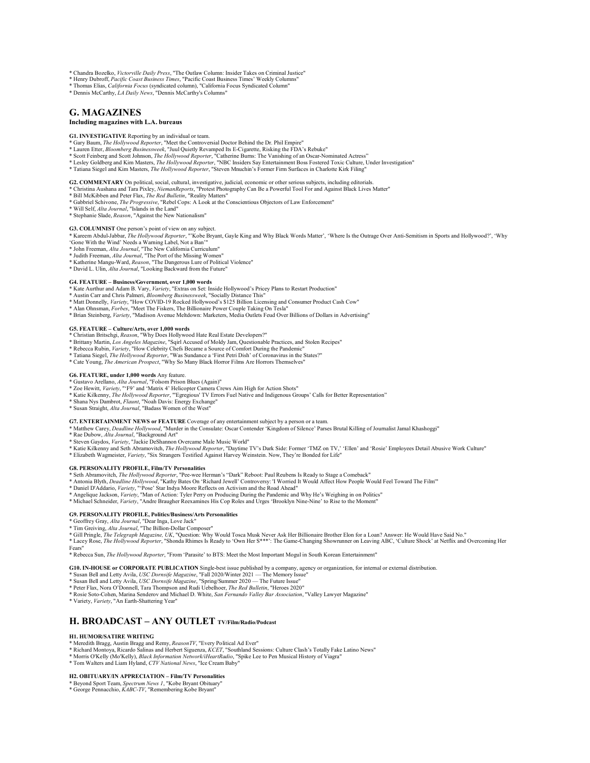* Chandra Bozelko, *Victorville Daily Press*, "The Outlaw Column: Insider Takes on Criminal Justice"
* Henry Dubroff, *Pacific Coast Business Times*, "Pacific Coast Business Times' Weekly Columns"
* Thomas Elias, *California Focus* (syndicated column), "California Focus Syndicated Column"
* Dennis McCarthy, *LA Daily News*, "Dennis McCarthy's Columns"

## G. MAGAZINES

**Including magazines with L.A. bureaus**

**G1. INVESTIGATIVE** Reporting by an individual or team.
* Gary Baum, *The Hollywood Reporter*, "Meet the Controversial Doctor Behind the Dr. Phil Empire"
* Lauren Etter, *Bloomberg Businessweek*, "Juul Quietly Revamped Its E-Cigarette, Risking the FDA's Rebuke"
* Scott Feinberg and Scott Johnson, *The Hollywood Reporter*, "Catherine Burns: The Vanishing of an Oscar-Nominated Actress"
* Lesley Goldberg and Kim Masters, *The Hollywood Reporter*, "NBC Insiders Say Entertainment Boss Fostered Toxic Culture, Under Investigation"
* Tatiana Siegel and Kim Masters, *The Hollywood Reporter*, "Steven Mnuchin's Former Firm Surfaces in Charlotte Kirk Filing"

**G2. COMMENTARY** On political, social, cultural, investigative, judicial, economic or other serious subjects, including editorials.
* Christina Aushana and Tara Pixley, *NiemanReports*, "Protest Photography Can Be a Powerful Tool For and Against Black Lives Matter"
* Bill McKibben and Peter Flax, *The Red Bulletin*, "Reality Matters"
* Gabbriel Schivone, *The Progressive*, "Rebel Cops: A Look at the Conscientious Objectors of Law Enforcement"
* Will Self, *Alta Journal*, "Islands in the Land"
* Stephanie Slade, *Reason*, "Against the New Nationalism"

**G3. COLUMNIST** One person's point of view on any subject.
* Kareem Abdul-Jabbar, *The Hollywood Reporter*, "'Kobe Bryant, Gayle King and Why Black Words Matter', 'Where Is the Outrage Over Anti-Semitism in Sports and Hollywood?', 'Why 'Gone With the Wind' Needs a Warning Label, Not a Ban'"
* John Freeman, *Alta Journal*, "The New California Curriculum"
* Judith Freeman, *Alta Journal*, "The Port of the Missing Women"
* Katherine Mangu-Ward, *Reason*, "The Dangerous Lure of Political Violence"
* David L. Ulin, *Alta Journal*, "Looking Backward from the Future"

**G4. FEATURE – Business/Government, over 1,000 words**
* Kate Aurthur and Adam B. Vary, *Variety*, "Extras on Set: Inside Hollywood's Pricey Plans to Restart Production"
* Austin Carr and Chris Palmeri, *Bloomberg Businessweek*, "Socially Distance This"
* Matt Donnelly, *Variety*, "How COVID-19 Rocked Hollywood's $125 Billion Licensing and Consumer Product Cash Cow"
* Alan Ohnsman, *Forbes*, "Meet The Fiskers, The Billionaire Power Couple Taking On Tesla"
* Brian Steinberg, *Variety*, "Madison Avenue Meltdown: Marketers, Media Outlets Feud Over Billions of Dollars in Advertising"

**G5. FEATURE – Culture/Arts, over 1,000 words**
* Christian Britschgi, *Reason*, "Why Does Hollywood Hate Real Estate Developers?"
* Brittany Martin, *Los Angeles Magazine*, "Sqirl Accused of Moldy Jam, Questionable Practices, and Stolen Recipes"
* Rebecca Rubin, *Variety*, "How Celebrity Chefs Became a Source of Comfort During the Pandemic"
* Tatiana Siegel, *The Hollywood Reporter*, "Was Sundance a 'First Petri Dish' of Coronavirus in the States?"
* Cate Young, *The American Prospect*, "Why So Many Black Horror Films Are Horrors Themselves"

**G6. FEATURE, under 1,000 words** Any feature.
* Gustavo Arellano, *Alta Journal*, "Folsom Prison Blues (Again)"
* Zoe Hewitt, *Variety*, "'F9' and 'Matrix 4' Helicopter Camera Crews Aim High for Action Shots"
* Katie Kilkenny, *The Hollywood Reporter*, "'Egregious' TV Errors Fuel Native and Indigenous Groups' Calls for Better Representation"
* Shana Nys Dambrot, *Flaunt*, "Noah Davis: Energy Exchange"
* Susan Straight, *Alta Journal*, "Badass Women of the West"

**G7. ENTERTAINMENT NEWS or FEATURE** Coverage of any entertainment subject by a person or a team.
* Matthew Carey, *Deadline Hollywood*, "Murder in the Consulate: Oscar Contender 'Kingdom of Silence' Parses Brutal Killing of Journalist Jamal Khashoggi"
* Rae Dubow, *Alta Journal*, "Background Art"
* Steven Gaydos, *Variety*, "Jackie DeShannon Overcame Male Music World"
* Katie Kilkenny and Seth Abramovitch, *The Hollywood Reporter*, "Daytime TV's Dark Side: Former 'TMZ on TV,' 'Ellen' and 'Rosie' Employees Detail Abusive Work Culture"
* Elizabeth Wagmeister, *Variety*, "Six Strangers Testified Against Harvey Weinstein. Now, They're Bonded for Life"

**G8. PERSONALITY PROFILE, Film/TV Personalities**
* Seth Abramovitch, *The Hollywood Reporter*, "Pee-wee Herman's "Dark" Reboot: Paul Reubens Is Ready to Stage a Comeback"
* Antonia Blyth, *Deadline Hollywood*, "Kathy Bates On 'Richard Jewell' Controversy: 'I Worried It Would Affect How People Would Feel Toward The Film'"
* Daniel D'Addario, *Variety*, "'Pose' Star Indya Moore Reflects on Activism and the Road Ahead"
* Angelique Jackson, *Variety*, "Man of Action: Tyler Perry on Producing During the Pandemic and Why He's Weighing in on Politics"
* Michael Schneider, *Variety*, "Andre Braugher Reexamines His Cop Roles and Urges 'Brooklyn Nine-Nine' to Rise to the Moment"

**G9. PERSONALITY PROFILE, Politics/Business/Arts Personalities**
* Geoffrey Gray, *Alta Journal*, "Dear Inga, Love Jack"
* Tim Greiving, *Alta Journal*, "The Billion-Dollar Composer"
* Gill Pringle, *The Telegraph Magazine, UK*, "Question: Why Would Tosca Musk Never Ask Her Billionaire Brother Elon for a Loan? Answer: He Would Have Said No."
* Lacey Rose, *The Hollywood Reporter*, "Shonda Rhimes Is Ready to 'Own Her S***': The Game-Changing Showrunner on Leaving ABC, 'Culture Shock' at Netflix and Overcoming Her Fears"
* Rebecca Sun, *The Hollywood Reporter*, "From 'Parasite' to BTS: Meet the Most Important Mogul in South Korean Entertainment"

**G10. IN-HOUSE or CORPORATE PUBLICATION** Single-best issue published by a company, agency or organization, for internal or external distribution.
* Susan Bell and Letty Avila, *USC Dornsife Magazine*, "Fall 2020/Winter 2021 — The Memory Issue"
* Susan Bell and Letty Avila, *USC Dornsife Magazine*, "Spring/Summer 2020 — The Future Issue"
* Peter Flax, Nora O'Donnell, Tara Thompson and Rudi Uebelhoer, *The Red Bulletin*, "Heroes 2020"
* Rosie Soto-Cohen, Marina Senderov and Michael D. White, *San Fernando Valley Bar Association*, "Valley Lawyer Magazine"
* Variety, *Variety*, "An Earth-Shattering Year"

## H. BROADCAST – ANY OUTLET TV/Film/Radio/Podcast

**H1. HUMOR/SATIRE WRITING**
* Meredith Bragg, Austin Bragg and Remy, *ReasonTV*, "Every Political Ad Ever"
* Richard Montoya, Ricardo Salinas and Herbert Siguenza, *KCET*, "Southland Sessions: Culture Clash's Totally Fake Latino News"
* Morris O'Kelly (Mo'Kelly), *Black Information Network/iHeartRadio*, "Spike Lee to Pen Musical History of Viagra"
* Tom Walters and Liam Hyland, *CTV National News*, "Ice Cream Baby"

**H2. OBITUARY/IN APPRECIATION – Film/TV Personalities**
* Beyond Sport Team, *Spectrum News 1*, "Kobe Bryant Obituary"
* George Pennacchio, *KABC-TV*, "Remembering Kobe Bryant"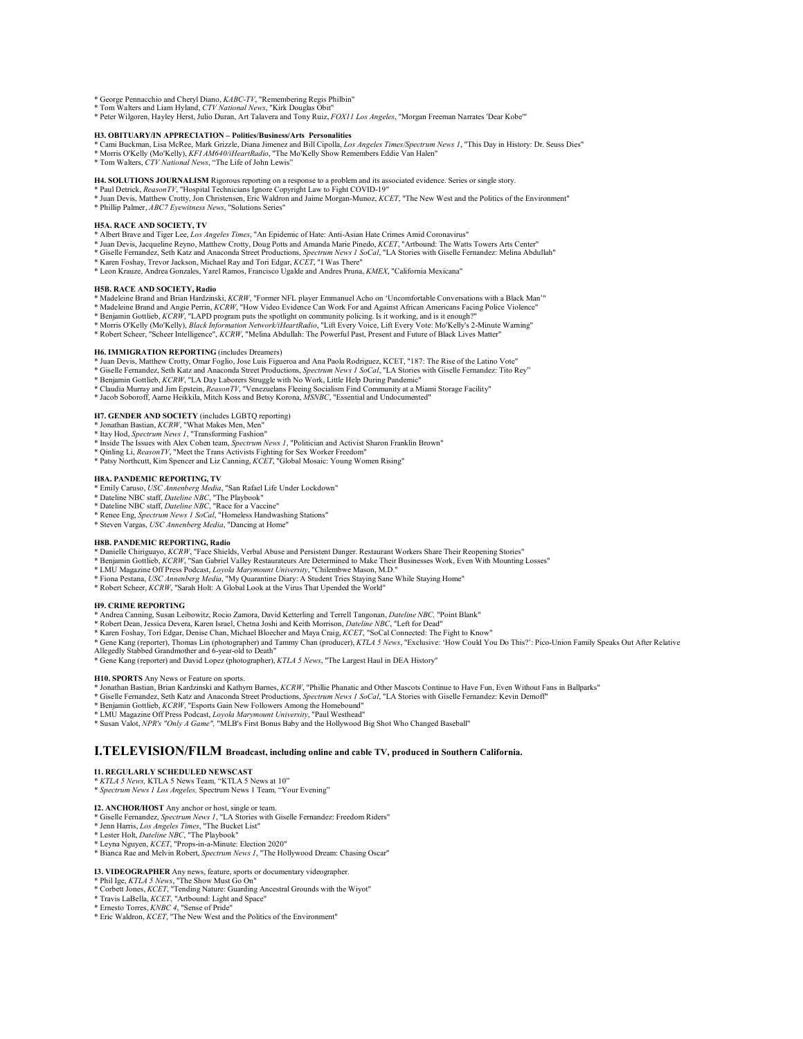* George Pennacchio and Cheryl Diano, *KABC-TV*, "Remembering Regis Philbin"
* Tom Walters and Liam Hyland, *CTV National News*, "Kirk Douglas Obit"
* Peter Wilgoren, Hayley Herst, Julio Duran, Art Talavera and Tony Ruiz, *FOX11 Los Angeles*, "Morgan Freeman Narrates 'Dear Kobe'"

**H3. OBITUARY/IN APPRECIATION – Politics/Business/Arts Personalities**

* Cami Buckman, Lisa McRee, Mark Grizzle, Diana Jimenez and Bill Cipolla, *Los Angeles Times/Spectrum News 1*, "This Day in History: Dr. Seuss Dies"
* Morris O'Kelly (Mo'Kelly), *KFI AM640/iHeartRadio*, "The Mo'Kelly Show Remembers Eddie Van Halen"
* Tom Walters, *CTV National News*, "The Life of John Lewis"

**H4. SOLUTIONS JOURNALISM** Rigorous reporting on a response to a problem and its associated evidence. Series or single story.

* Paul Detrick, *ReasonTV*, "Hospital Technicians Ignore Copyright Law to Fight COVID-19"
* Juan Devis, Matthew Crotty, Jon Christensen, Eric Waldron and Jaime Morgan-Munoz, *KCET*, "The New West and the Politics of the Environment"
* Phillip Palmer, *ABC7 Eyewitness News*, "Solutions Series"

**H5A. RACE AND SOCIETY, TV**

* Albert Brave and Tiger Lee, *Los Angeles Times*, "An Epidemic of Hate: Anti-Asian Hate Crimes Amid Coronavirus"
* Juan Devis, Jacqueline Reyno, Matthew Crotty, Doug Potts and Amanda Marie Pinedo, *KCET*, "Artbound: The Watts Towers Arts Center"
* Giselle Fernandez, Seth Katz and Anaconda Street Productions, *Spectrum News 1 SoCal*, "LA Stories with Giselle Fernandez: Melina Abdullah"
* Karen Foshay, Trevor Jackson, Michael Ray and Tori Edgar, *KCET*, "I Was There"
* Leon Krauze, Andrea Gonzales, Yarel Ramos, Francisco Ugalde and Andres Pruna, *KMEX*, "California Mexicana"

**H5B. RACE AND SOCIETY, Radio**

* Madeleine Brand and Brian Hardzinski, *KCRW*, "Former NFL player Emmanuel Acho on 'Uncomfortable Conversations with a Black Man'"
* Madeleine Brand and Angie Perrin, *KCRW*, "How Video Evidence Can Work For and Against African Americans Facing Police Violence"
* Benjamin Gottlieb, *KCRW*, "LAPD program puts the spotlight on community policing. Is it working, and is it enough?"
* Morris O'Kelly (Mo'Kelly), *Black Information Network/iHeartRadio*, "Lift Every Voice, Lift Every Vote: Mo'Kelly's 2-Minute Warning"
* Robert Scheer, "Scheer Intelligence", *KCRW*, "Melina Abdullah: The Powerful Past, Present and Future of Black Lives Matter"

**H6. IMMIGRATION REPORTING** (includes Dreamers)

* Juan Devis, Matthew Crotty, Omar Foglio, Jose Luis Figueroa and Ana Paola Rodriguez, KCET, "187: The Rise of the Latino Vote"
* Giselle Fernandez, Seth Katz and Anaconda Street Productions, *Spectrum News 1 SoCal*, "LA Stories with Giselle Fernandez: Tito Rey"
* Benjamin Gottlieb, *KCRW*, "LA Day Laborers Struggle with No Work, Little Help During Pandemic"
* Claudia Murray and Jim Epstein, *ReasonTV*, "Venezuelans Fleeing Socialism Find Community at a Miami Storage Facility"
* Jacob Soboroff, Aarne Heikkila, Mitch Koss and Betsy Korona, *MSNBC*, "Essential and Undocumented"

**H7. GENDER AND SOCIETY** (includes LGBTQ reporting)

* Jonathan Bastian, *KCRW*, "What Makes Men, Men"
* Itay Hod, *Spectrum News 1*, "Transforming Fashion"
* Inside The Issues with Alex Cohen team, *Spectrum News 1*, "Politician and Activist Sharon Franklin Brown"
* Qinling Li, *ReasonTV*, "Meet the Trans Activists Fighting for Sex Worker Freedom"
* Patsy Northcutt, Kim Spencer and Liz Canning, *KCET*, "Global Mosaic: Young Women Rising"

**H8A. PANDEMIC REPORTING, TV**

* Emily Caruso, *USC Annenberg Media*, "San Rafael Life Under Lockdown"
* Dateline NBC staff, *Dateline NBC*, "The Playbook"
* Dateline NBC staff, *Dateline NBC*, "Race for a Vaccine"
* Renee Eng, *Spectrum News 1 SoCal*, "Homeless Handwashing Stations"
* Steven Vargas, *USC Annenberg Media*, "Dancing at Home"

**H8B. PANDEMIC REPORTING, Radio**

* Danielle Chiriguayo, *KCRW*, "Face Shields, Verbal Abuse and Persistent Danger. Restaurant Workers Share Their Reopening Stories"
* Benjamin Gottlieb, *KCRW*, "San Gabriel Valley Restaurateurs Are Determined to Make Their Businesses Work, Even With Mounting Losses"
* LMU Magazine Off Press Podcast, *Loyola Marymount University*, "Chilembwe Mason, M.D."
* Fiona Pestana, *USC Annenberg Media*, "My Quarantine Diary: A Student Tries Staying Sane While Staying Home"
* Robert Scheer, *KCRW*, "Sarah Holt: A Global Look at the Virus That Upended the World"

**H9. CRIME REPORTING**

* Andrea Canning, Susan Leibowitz, Rocio Zamora, David Ketterling and Terrell Tangonan, *Dateline NBC*, "Point Blank"
* Robert Dean, Jessica Devera, Karen Israel, Chetna Joshi and Keith Morrison, *Dateline NBC*, "Left for Dead"
* Karen Foshay, Tori Edgar, Denise Chan, Michael Bloecher and Maya Craig, *KCET*, "SoCal Connected: The Fight to Know"
* Gene Kang (reporter), Thomas Lin (photographer) and Tammy Chan (producer), *KTLA 5 News*, "Exclusive: 'How Could You Do This?': Pico-Union Family Speaks Out After Relative Allegedly Stabbed Grandmother and 6-year-old to Death"
* Gene Kang (reporter) and David Lopez (photographer), *KTLA 5 News*, "The Largest Haul in DEA History"

**H10. SPORTS** Any News or Feature on sports.

* Jonathan Bastian, Brian Kardzinski and Kathyrn Barnes, *KCRW*, "Phillie Phanatic and Other Mascots Continue to Have Fun, Even Without Fans in Ballparks"
* Giselle Fernandez, Seth Katz and Anaconda Street Productions, *Spectrum News 1 SoCal*, "LA Stories with Giselle Fernandez: Kevin Demoff"
* Benjamin Gottlieb, *KCRW*, "Esports Gain New Followers Among the Homebound"
* LMU Magazine Off Press Podcast, *Loyola Marymount University*, "Paul Westhead"
* Susan Valot, *NPR's "Only A Game"*, "MLB's First Bonus Baby and the Hollywood Big Shot Who Changed Baseball"

## I.TELEVISION/FILM Broadcast, including online and cable TV, produced in Southern California.

**I1. REGULARLY SCHEDULED NEWSCAST**

* *KTLA 5 News*, KTLA 5 News Team, "KTLA 5 News at 10"
* *Spectrum News 1 Los Angeles*, Spectrum News 1 Team, "Your Evening"

**I2. ANCHOR/HOST** Any anchor or host, single or team.

* Giselle Fernandez, *Spectrum News 1*, "LA Stories with Giselle Fernandez: Freedom Riders"
* Jenn Harris, *Los Angeles Times*, "The Bucket List"
* Lester Holt, *Dateline NBC*, "The Playbook"
* Leyna Nguyen, *KCET*, "Props-in-a-Minute: Election 2020"
* Bianca Rae and Melvin Robert, *Spectrum News 1*, "The Hollywood Dream: Chasing Oscar"

**I3. VIDEOGRAPHER** Any news, feature, sports or documentary videographer.

* Phil Ige, *KTLA 5 News*, "The Show Must Go On"
* Corbett Jones, *KCET*, "Tending Nature: Guarding Ancestral Grounds with the Wiyot"
* Travis LaBella, *KCET*, "Artbound: Light and Space"
* Ernesto Torres, *KNBC 4*, "Sense of Pride"
* Eric Waldron, *KCET*, "The New West and the Politics of the Environment"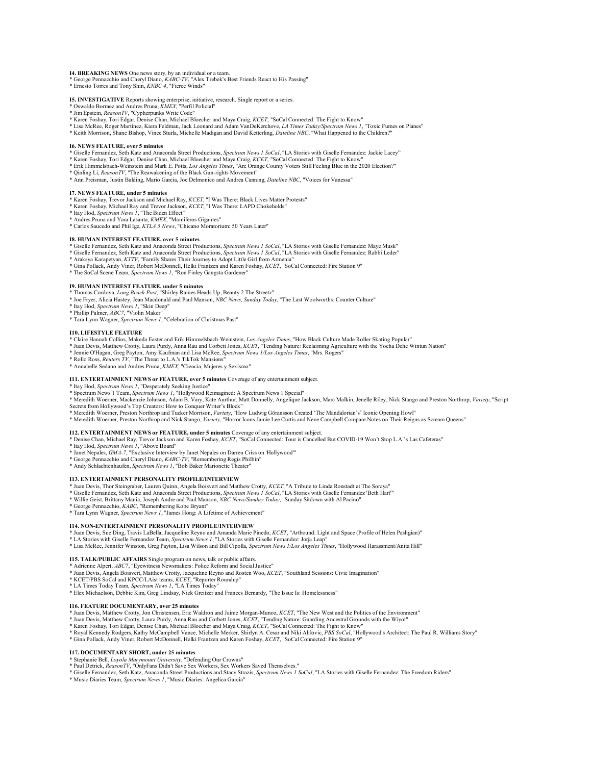**I4. BREAKING NEWS** One news story, by an individual or a team.
* George Pennacchio and Cheryl Diano, *KABC-TV*, "Alex Trebek's Best Friends React to His Passing"
* Ernesto Torres and Tony Shin, *KNBC 4*, "Fierce Winds"

**I5. INVESTIGATIVE** Reports showing enterprise, initiative, research. Single report or a series.
* Oswaldo Borraez and Andres Pruna, *KMEX*, "Perfil Policial"
* Jim Epstein, *ReasonTV*, "Cypherpunks Write Code"
* Karen Foshay, Tori Edgar, Denise Chan, Michael Bloecher and Maya Craig, *KCET*, "SoCal Connected: The Fight to Know"
* Lisa McRee, Roger Martinez, Kiera Feldman, Jack Leonard and Adam VanDeKerchove, *LA Times Today/Spectrum News 1*, "Toxic Fumes on Planes"
* Keith Morrison, Shane Bishop, Vince Sturla, Michelle Madigan and David Ketterling, *Dateline NBC*, "What Happened to the Children?"

**I6. NEWS FEATURE, over 5 minutes**
* Giselle Fernandez, Seth Katz and Anaconda Street Productions, *Spectrum News 1 SoCal*, "LA Stories with Giselle Fernandez: Jackie Lacey"
* Karen Foshay, Tori Edgar, Denise Chan, Michael Bloecher and Maya Craig, *KCET*, "SoCal Connected: The Fight to Know"
* Erik Himmelsbach-Weinstein and Mark E. Potts, *Los Angeles Times*, "Are Orange County Voters Still Feeling Blue in the 2020 Election?"
* Qinling Li, *ReasonTV*, "The Reawakening of the Black Gun-rights Movement"
* Ann Preisman, Justin Balding, Mario Garcia, Joe Delmonico and Andrea Canning, *Dateline NBC*, "Voices for Vanessa"

**I7. NEWS FEATURE, under 5 minutes**
* Karen Foshay, Trevor Jackson and Michael Ray, *KCET*, "I Was There: Black Lives Matter Protests"
* Karen Foshay, Michael Ray and Trevor Jackson, *KCET*, "I Was There: LAPD Chokeholds"
* Itay Hod, *Spectrum News 1*, "The Biden Effect"
* Andres Pruna and Yara Lasanta, *KMEX*, "Mamiferos Gigantes"
* Carlos Saucedo and Phil Ige, *KTLA 5 News*, "Chicano Moratorium: 50 Years Later"

**I8. HUMAN INTEREST FEATURE, over 5 minutes**
* Giselle Fernandez, Seth Katz and Anaconda Street Productions, *Spectrum News 1 SoCal*, "LA Stories with Giselle Fernandez: Maye Musk"
* Giselle Fernandez, Seth Katz and Anaconda Street Productions, *Spectrum News 1 SoCal*, "LA Stories with Giselle Fernandez: Rabbi Leder"
* Araksya Karapetyan, *KTTV*, "Family Shares Their Journey to Adopt Little Girl from Armenia"
* Gina Pollack, Andy Viner, Robert McDonnell, Helki Frantzen and Karen Foshay, *KCET*, "SoCal Connected: Fire Station 9"
* The SoCal Scene Team, *Spectrum News 1*, "Ron Finley Gangsta Gardener"

**I9. HUMAN INTEREST FEATURE, under 5 minutes**
* Thomas Cordova, *Long Beach Post*, "Shirley Raines Heads Up, Beauty 2 The Streetz"
* Joe Fryer, Alicia Hastey, Jean Macdonald and Paul Manson, *NBC News, Sunday Today*, "The Last Woolworths: Counter Culture"
* Itay Hod, *Spectrum News 1*, "Skin Deep"
* Phillip Palmer, *ABC7*, "Violin Maker"
* Tara Lynn Wagner, *Spectrum News 1*, "Celebration of Christmas Past"

**I10. LIFESTYLE FEATURE**
* Claire Hannah Collins, Makeda Easter and Erik Himmelsbach-Weinstein, *Los Angeles Times*, "How Black Culture Made Roller Skating Popular"
* Juan Devis, Matthew Crotty, Laura Purdy, Anna Rau and Corbett Jones, *KCET*, "Tending Nature: Reclaiming Agriculture with the Yocha Dehe Wintun Nation"
* Jennie O'Hagan, Greg Payton, Amy Kaufman and Lisa McRee, *Spectrum News 1/Los Angeles Times*, "Mrs. Rogers"
* Rollo Ross, *Reuters TV*, "The Threat to L.A.'s TikTok Mansions"
* Annabelle Sedano and Andres Pruna, *KMEX*, "Ciencia, Mujeres y Sexismo"

**I11. ENTERTAINMENT NEWS or FEATURE, over 5 minutes** Coverage of any entertainment subject.
* Itay Hod, *Spectrum News 1*, "Desperately Seeking Justice"
* Spectrum News 1 Team, *Spectrum News 1*, "Hollywood Reimagined: A Spectrum News 1 Special"
* Meredith Woerner, Mackenzie Johnson, Adam B. Vary, Kate Aurthur, Matt Donnelly, Angelique Jackson, Marc Malkin, Jenelle Riley, Nick Stango and Preston Northrop, *Variety*, "Script Secrets from Hollywood's Top Creators: How to Conquer Writer's Block"
* Meredith Woerner, Preston Northrop and Tucker Morrison, *Variety*, "How Ludwig Göransson Created 'The Mandalorian's' Iconic Opening Howl"
* Meredith Woerner, Preston Northrop and Nick Stango, *Variety*, "Horror Icons Jamie Lee Curtis and Neve Campbell Compare Notes on Their Reigns as Scream Queens"

**I12. ENTERTAINMENT NEWS or FEATURE, under 5 minutes** Coverage of any entertainment subject.
* Denise Chan, Michael Ray, Trevor Jackson and Karen Foshay, *KCET*, "SoCal Connected: Tour is Cancelled But COVID-19 Won't Stop L.A.'s Las Cafeteras"
* Itay Hod, *Spectrum News 1*, "Above Board"
* Janet Nepales, *GMA-7*, "Exclusive Interview by Janet Nepales on Darren Criss on 'Hollywood'"
* George Pennacchio and Cheryl Diano, *KABC-TV*, "Remembering Regis Philbin"
* Andy Schlachtenhaufen, *Spectrum News 1*, "Bob Baker Marionette Theater"

**I13. ENTERTAINMENT PERSONALITY PROFILE/INTERVIEW**
* Juan Devis, Thor Steingraber, Lauren Quinn, Angela Boisvert and Matthew Crotty, *KCET*, "A Tribute to Linda Ronstadt at The Soraya"
* Giselle Fernandez, Seth Katz and Anaconda Street Productions, *Spectrum News 1 SoCal*, "LA Stories with Giselle Fernandez 'Beth Hart'"
* Willie Geist, Brittany Mania, Joseph Andre and Paul Manson, *NBC News/Sunday Today*, "Sunday Sitdown with Al Pacino"
* George Pennacchio, *KABC*, "Remembering Kobe Bryant"
* Tara Lynn Wagner, *Spectrum News 1*, "James Hong: A Lifetime of Achievement"

**I14. NON-ENTERTAINMENT PERSONALITY PROFILE/INTERVIEW**
* Juan Devis, Sue Ding, Travis LaBella, Jacqueline Reyno and Amanda Marie Pinedo, *KCET*, "Artbound: Light and Space (Profile of Helen Pashgian)"
* LA Stories with Giselle Fernandez Team, *Spectrum News 1*, "LA Stories with Giselle Fernandez: Jorja Leap"
* Lisa McRee, Jennifer Winston, Greg Payton, Lisa Wilson and Bill Cipolla, *Spectrum News 1/Los Angeles Times*, "Hollywood Harassment/Anita Hill"

**I15. TALK/PUBLIC AFFAIRS** Single program on news, talk or public affairs.
* Adrienne Alpert, *ABC7*, "Eyewitness Newsmakers: Police Reform and Social Justice"
* Juan Devis, Angela Boisvert, Matthew Crotty, Jacqueline Reyno and Rosten Woo, *KCET*, "Southland Sessions: Civic Imagination"
* KCET/PBS SoCal and KPCC/LAist teams, *KCET*, "Reporter Roundup"
* LA Times Today Team, *Spectrum News 1*, "LA Times Today"
* Elex Michaelson, Debbie Kim, Greg Lindsay, Nick Greitzer and Frances Bernardy, "The Issue Is: Homelessness"

**I16. FEATURE DOCUMENTARY, over 25 minutes**
* Juan Devis, Matthew Crotty, Jon Christensen, Eric Waldron and Jaime Morgan-Munoz, *KCET*, "The New West and the Politics of the Environment"
* Juan Devis, Matthew Crotty, Laura Purdy, Anna Rau and Corbett Jones, *KCET*, "Tending Nature: Guarding Ancestral Grounds with the Wiyot"
* Karen Foshay, Tori Edgar, Denise Chan, Michael Bloecher and Maya Craig, *KCET*, "SoCal Connected: The Fight to Know"
* Royal Kennedy Rodgers, Kathy McCampbell Vance, Michelle Merker, Shirlyn A. Cesar and Niki Alilovic, *PBS SoCal*, "Hollywood's Architect: The Paul R. Williams Story"
* Gina Pollack, Andy Viner, Robert McDonnell, Helki Frantzen and Karen Foshay, *KCET*, "SoCal Connected: Fire Station 9"

**I17. DOCUMENTARY SHORT, under 25 minutes**
* Stephanie Bell, *Loyola Marymount University*, "Defending Our Crowns"
* Paul Detrick, *ReasonTV*, "OnlyFans Didn't Save Sex Workers, Sex Workers Saved Themselves."
* Giselle Fernandez, Seth Katz, Anaconda Street Productions and Stacy Strazis, *Spectrum News 1 SoCal*, "LA Stories with Giselle Fernandez: The Freedom Riders"
* Music Diaries Team, *Spectrum News 1*, "Music Diaries: Angelica Garcia"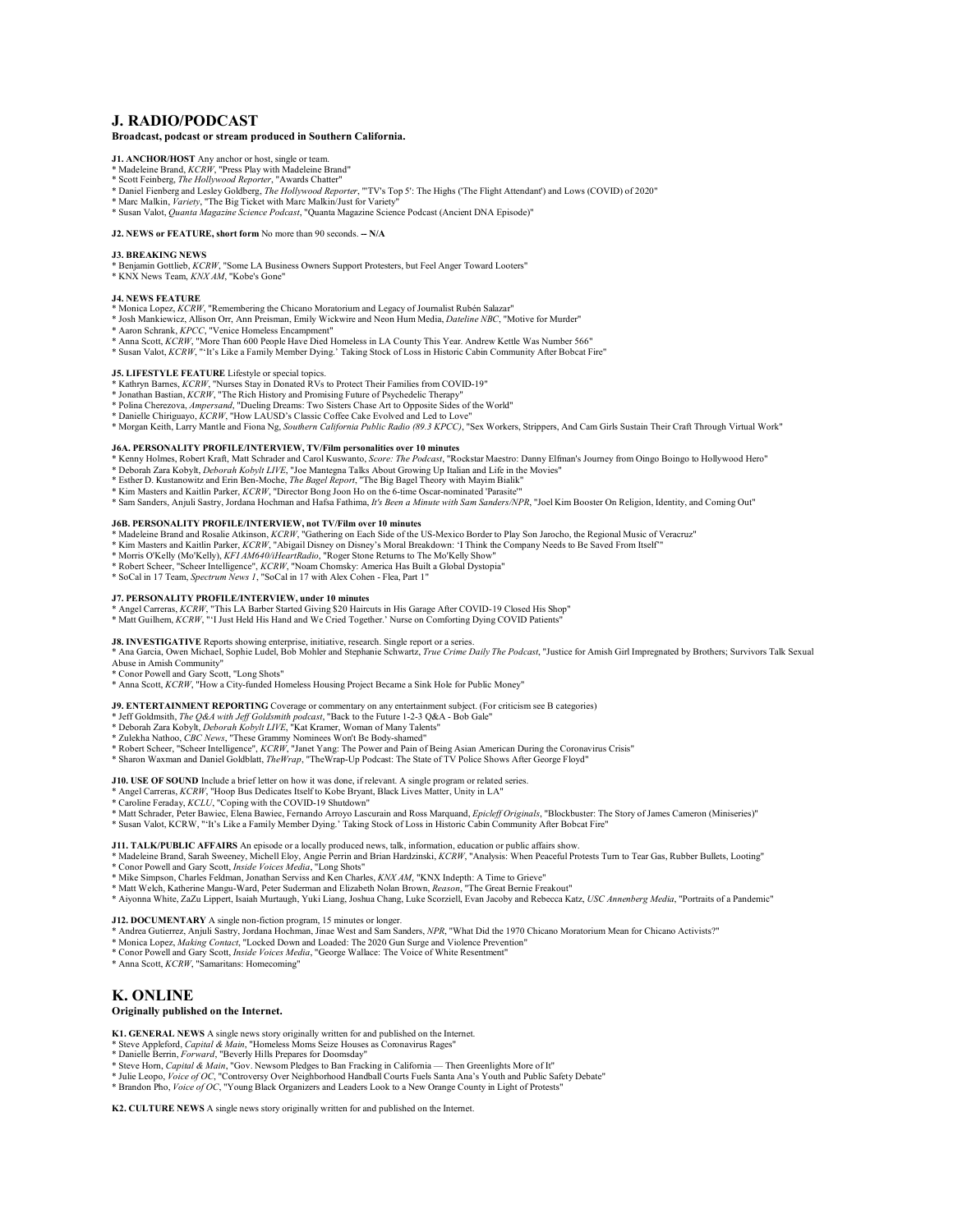## J. RADIO/PODCAST

**Broadcast, podcast or stream produced in Southern California.**

**J1. ANCHOR/HOST** Any anchor or host, single or team.
* Madeleine Brand, *KCRW*, "Press Play with Madeleine Brand"
* Scott Feinberg, *The Hollywood Reporter*, "Awards Chatter"
* Daniel Fienberg and Lesley Goldberg, *The Hollywood Reporter*, "'TV's Top 5': The Highs ('The Flight Attendant') and Lows (COVID) of 2020"
* Marc Malkin, *Variety*, "The Big Ticket with Marc Malkin/Just for Variety"
* Susan Valot, *Quanta Magazine Science Podcast*, "Quanta Magazine Science Podcast (Ancient DNA Episode)"

**J2. NEWS or FEATURE, short form** No more than 90 seconds. -- **N/A**

**J3. BREAKING NEWS**
* Benjamin Gottlieb, *KCRW*, "Some LA Business Owners Support Protesters, but Feel Anger Toward Looters"
* KNX News Team, *KNX AM*, "Kobe's Gone"

**J4. NEWS FEATURE**
* Monica Lopez, *KCRW*, "Remembering the Chicano Moratorium and Legacy of Journalist Rubén Salazar"
* Josh Mankiewicz, Allison Orr, Ann Preisman, Emily Wickwire and Neon Hum Media, *Dateline NBC*, "Motive for Murder"
* Aaron Schrank, *KPCC*, "Venice Homeless Encampment"
* Anna Scott, *KCRW*, "More Than 600 People Have Died Homeless in LA County This Year. Andrew Kettle Was Number 566"
* Susan Valot, *KCRW*, "'It's Like a Family Member Dying.' Taking Stock of Loss in Historic Cabin Community After Bobcat Fire"

**J5. LIFESTYLE FEATURE** Lifestyle or special topics.
* Kathryn Barnes, *KCRW*, "Nurses Stay in Donated RVs to Protect Their Families from COVID-19"
* Jonathan Bastian, *KCRW*, "The Rich History and Promising Future of Psychedelic Therapy"
* Polina Cherezova, *Ampersand*, "Dueling Dreams: Two Sisters Chase Art to Opposite Sides of the World"
* Danielle Chiriguayo, *KCRW*, "How LAUSD's Classic Coffee Cake Evolved and Led to Love"
* Morgan Keith, Larry Mantle and Fiona Ng, *Southern California Public Radio (89.3 KPCC)*, "Sex Workers, Strippers, And Cam Girls Sustain Their Craft Through Virtual Work"

**J6A. PERSONALITY PROFILE/INTERVIEW, TV/Film personalities over 10 minutes**
* Kenny Holmes, Robert Kraft, Matt Schrader and Carol Kuswanto, *Score: The Podcast*, "Rockstar Maestro: Danny Elfman's Journey from Oingo Boingo to Hollywood Hero"
* Deborah Zara Kobylt, *Deborah Kobylt LIVE*, "Joe Mantegna Talks About Growing Up Italian and Life in the Movies"
* Esther D. Kustanowitz and Erin Ben-Moche, *The Bagel Report*, "The Big Bagel Theory with Mayim Bialik"
* Kim Masters and Kaitlin Parker, *KCRW*, "Director Bong Joon Ho on the 6-time Oscar-nominated 'Parasite'"
* Sam Sanders, Anjuli Sastry, Jordana Hochman and Hafsa Fathima, *It's Been a Minute with Sam Sanders/NPR*, "Joel Kim Booster On Religion, Identity, and Coming Out"

**J6B. PERSONALITY PROFILE/INTERVIEW, not TV/Film over 10 minutes**
* Madeleine Brand and Rosalie Atkinson, *KCRW*, "Gathering on Each Side of the US-Mexico Border to Play Son Jarocho, the Regional Music of Veracruz"
* Kim Masters and Kaitlin Parker, *KCRW*, "Abigail Disney on Disney's Moral Breakdown: 'I Think the Company Needs to Be Saved From Itself'"
* Morris O'Kelly (Mo'Kelly), *KFI AM640/iHeartRadio*, "Roger Stone Returns to The Mo'Kelly Show"
* Robert Scheer, "Scheer Intelligence", *KCRW*, "Noam Chomsky: America Has Built a Global Dystopia"
* SoCal in 17 Team, *Spectrum News 1*, "SoCal in 17 with Alex Cohen - Flea, Part 1"

**J7. PERSONALITY PROFILE/INTERVIEW, under 10 minutes**
* Angel Carreras, *KCRW*, "This LA Barber Started Giving $20 Haircuts in His Garage After COVID-19 Closed His Shop"
* Matt Guilhem, *KCRW*, "'I Just Held His Hand and We Cried Together.' Nurse on Comforting Dying COVID Patients"

**J8. INVESTIGATIVE** Reports showing enterprise, initiative, research. Single report or a series.
* Ana Garcia, Owen Michael, Sophie Ludel, Bob Mohler and Stephanie Schwartz, *True Crime Daily The Podcast*, "Justice for Amish Girl Impregnated by Brothers; Survivors Talk Sexual Abuse in Amish Community"
* Conor Powell and Gary Scott, "Long Shots"
* Anna Scott, *KCRW*, "How a City-funded Homeless Housing Project Became a Sink Hole for Public Money"

**J9. ENTERTAINMENT REPORTING** Coverage or commentary on any entertainment subject. (For criticism see B categories)
* Jeff Goldsmith, *The Q&A with Jeff Goldsmith podcast*, "Back to the Future 1-2-3 Q&A - Bob Gale"
* Deborah Zara Kobylt, *Deborah Kobylt LIVE*, "Kat Kramer, Woman of Many Talents"
* Zulekha Nathoo, *CBC News*, "These Grammy Nominees Won't Be Body-shamed"
* Robert Scheer, "Scheer Intelligence", *KCRW*, "Janet Yang: The Power and Pain of Being Asian American During the Coronavirus Crisis"
* Sharon Waxman and Daniel Goldblatt, *TheWrap*, "TheWrap-Up Podcast: The State of TV Police Shows After George Floyd"

**J10. USE OF SOUND** Include a brief letter on how it was done, if relevant. A single program or related series.
* Angel Carreras, *KCRW*, "Hoop Bus Dedicates Itself to Kobe Bryant, Black Lives Matter, Unity in LA"
* Caroline Feraday, *KCLU*, "Coping with the COVID-19 Shutdown"
* Matt Schrader, Peter Bawiec, Elena Bawiec, Fernando Arroyo Lascurain and Ross Marquand, *Epicleff Originals*, "Blockbuster: The Story of James Cameron (Miniseries)"
* Susan Valot, KCRW, "'It's Like a Family Member Dying.' Taking Stock of Loss in Historic Cabin Community After Bobcat Fire"

**J11. TALK/PUBLIC AFFAIRS** An episode or a locally produced news, talk, information, education or public affairs show.
* Madeleine Brand, Sarah Sweeney, Michell Eloy, Angie Perrin and Brian Hardzinski, *KCRW*, "Analysis: When Peaceful Protests Turn to Tear Gas, Rubber Bullets, Looting"
* Conor Powell and Gary Scott, *Inside Voices Media*, "Long Shots"
* Mike Simpson, Charles Feldman, Jonathan Serviss and Ken Charles, *KNX AM*, "KNX Indepth: A Time to Grieve"
* Matt Welch, Katherine Mangu-Ward, Peter Suderman and Elizabeth Nolan Brown, *Reason*, "The Great Bernie Freakout"
* Aiyonna White, ZaZu Lippert, Isaiah Murtaugh, Yuki Liang, Joshua Chang, Luke Scorziell, Evan Jacoby and Rebecca Katz, *USC Annenberg Media*, "Portraits of a Pandemic"

**J12. DOCUMENTARY** A single non-fiction program, 15 minutes or longer.
* Andrea Gutierrez, Anjuli Sastry, Jordana Hochman, Jinae West and Sam Sanders, *NPR*, "What Did the 1970 Chicano Moratorium Mean for Chicano Activists?"
* Monica Lopez, *Making Contact*, "Locked Down and Loaded: The 2020 Gun Surge and Violence Prevention"
* Conor Powell and Gary Scott, *Inside Voices Media*, "George Wallace: The Voice of White Resentment"
* Anna Scott, *KCRW*, "Samaritans: Homecoming"

## K. ONLINE

**Originally published on the Internet.**

**K1. GENERAL NEWS** A single news story originally written for and published on the Internet.
* Steve Appleford, *Capital & Main*, "Homeless Moms Seize Houses as Coronavirus Rages"
* Danielle Berrin, *Forward*, "Beverly Hills Prepares for Doomsday"
* Steve Horn, *Capital & Main*, "Gov. Newsom Pledges to Ban Fracking in California — Then Greenlights More of It"
* Julie Leopo, *Voice of OC*, "Controversy Over Neighborhood Handball Courts Fuels Santa Ana's Youth and Public Safety Debate"
* Brandon Pho, *Voice of OC*, "Young Black Organizers and Leaders Look to a New Orange County in Light of Protests"

**K2. CULTURE NEWS** A single news story originally written for and published on the Internet.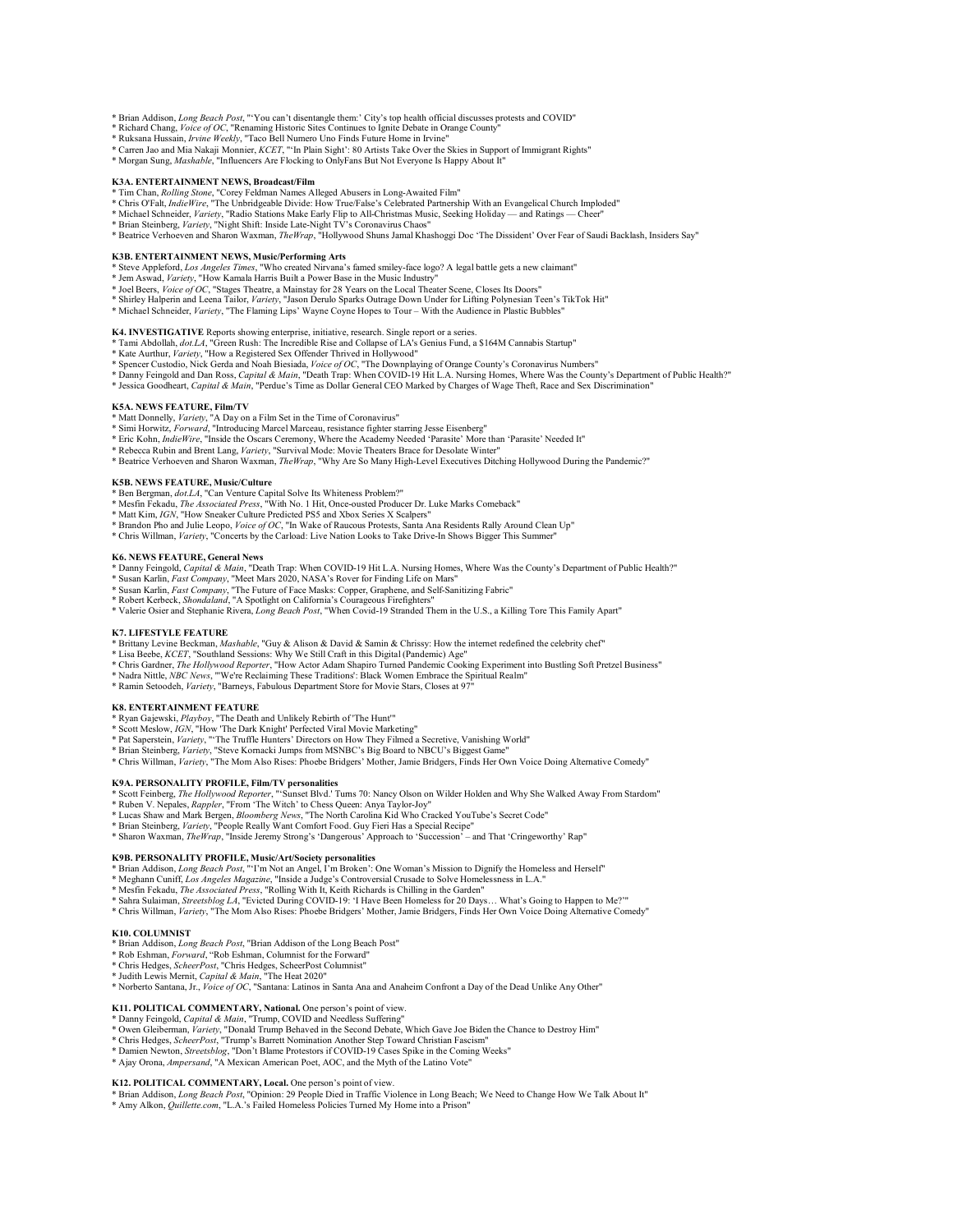* Brian Addison, *Long Beach Post*, "'You can't disentangle them:' City's top health official discusses protests and COVID"
* Richard Chang, *Voice of OC*, "Renaming Historic Sites Continues to Ignite Debate in Orange County"
* Ruksana Hussain, *Irvine Weekly*, "Taco Bell Numero Uno Finds Future Home in Irvine"
* Carren Jao and Mia Nakaji Monnier, *KCET*, "'In Plain Sight': 80 Artists Take Over the Skies in Support of Immigrant Rights"
* Morgan Sung, *Mashable*, "Influencers Are Flocking to OnlyFans But Not Everyone Is Happy About It"

**K3A. ENTERTAINMENT NEWS, Broadcast/Film**
* Tim Chan, *Rolling Stone*, "Corey Feldman Names Alleged Abusers in Long-Awaited Film"
* Chris O'Falt, *IndieWire*, "The Unbridgeable Divide: How True/False's Celebrated Partnership With an Evangelical Church Imploded"
* Michael Schneider, *Variety*, "Radio Stations Make Early Flip to All-Christmas Music, Seeking Holiday — and Ratings — Cheer"
* Brian Steinberg, *Variety*, "Night Shift: Inside Late-Night TV's Coronavirus Chaos"
* Beatrice Verhoeven and Sharon Waxman, *TheWrap*, "Hollywood Shuns Jamal Khashoggi Doc 'The Dissident' Over Fear of Saudi Backlash, Insiders Say"

**K3B. ENTERTAINMENT NEWS, Music/Performing Arts**
* Steve Appleford, *Los Angeles Times*, "Who created Nirvana's famed smiley-face logo? A legal battle gets a new claimant"
* Jem Aswad, *Variety*, "How Kamala Harris Built a Power Base in the Music Industry"
* Joel Beers, *Voice of OC*, "Stages Theatre, a Mainstay for 28 Years on the Local Theater Scene, Closes Its Doors"
* Shirley Halperin and Leena Tailor, *Variety*, "Jason Derulo Sparks Outrage Down Under for Lifting Polynesian Teen's TikTok Hit"
* Michael Schneider, *Variety*, "The Flaming Lips' Wayne Coyne Hopes to Tour – With the Audience in Plastic Bubbles"

**K4. INVESTIGATIVE** Reports showing enterprise, initiative, research. Single report or a series.
* Tami Abdollah, *dot.LA*, "Green Rush: The Incredible Rise and Collapse of LA's Genius Fund, a $164M Cannabis Startup"
* Kate Aurthur, *Variety*, "How a Registered Sex Offender Thrived in Hollywood"
* Spencer Custodio, Nick Gerda and Noah Biesiada, *Voice of OC*, "The Downplaying of Orange County's Coronavirus Numbers"
* Danny Feingold and Dan Ross, *Capital & Main*, "Death Trap: When COVID-19 Hit L.A. Nursing Homes, Where Was the County's Department of Public Health?"
* Jessica Goodheart, *Capital & Main*, "Perdue's Time as Dollar General CEO Marked by Charges of Wage Theft, Race and Sex Discrimination"

**K5A. NEWS FEATURE, Film/TV**
* Matt Donnelly, *Variety*, "A Day on a Film Set in the Time of Coronavirus"
* Simi Horwitz, *Forward*, "Introducing Marcel Marceau, resistance fighter starring Jesse Eisenberg"
* Eric Kohn, *IndieWire*, "Inside the Oscars Ceremony, Where the Academy Needed 'Parasite' More than 'Parasite' Needed It"
* Rebecca Rubin and Brent Lang, *Variety*, "Survival Mode: Movie Theaters Brace for Desolate Winter"
* Beatrice Verhoeven and Sharon Waxman, *TheWrap*, "Why Are So Many High-Level Executives Ditching Hollywood During the Pandemic?"

**K5B. NEWS FEATURE, Music/Culture**
* Ben Bergman, *dot.LA*, "Can Venture Capital Solve Its Whiteness Problem?"
* Mesfin Fekadu, *The Associated Press*, "With No. 1 Hit, Once-ousted Producer Dr. Luke Marks Comeback"
* Matt Kim, *IGN*, "How Sneaker Culture Predicted PS5 and Xbox Series X Scalpers"
* Brandon Pho and Julie Leopo, *Voice of OC*, "In Wake of Raucous Protests, Santa Ana Residents Rally Around Clean Up"
* Chris Willman, *Variety*, "Concerts by the Carload: Live Nation Looks to Take Drive-In Shows Bigger This Summer"

**K6. NEWS FEATURE, General News**
* Danny Feingold, *Capital & Main*, "Death Trap: When COVID-19 Hit L.A. Nursing Homes, Where Was the County's Department of Public Health?"
* Susan Karlin, *Fast Company*, "Meet Mars 2020, NASA's Rover for Finding Life on Mars"
* Susan Karlin, *Fast Company*, "The Future of Face Masks: Copper, Graphene, and Self-Sanitizing Fabric"
* Robert Kerbeck, *Shondaland*, "A Spotlight on California's Courageous Firefighters"
* Valerie Osier and Stephanie Rivera, *Long Beach Post*, "When Covid-19 Stranded Them in the U.S., a Killing Tore This Family Apart"

**K7. LIFESTYLE FEATURE**
* Brittany Levine Beckman, *Mashable*, "Guy & Alison & David & Samin & Chrissy: How the internet redefined the celebrity chef"
* Lisa Beebe, *KCET*, "Southland Sessions: Why We Still Craft in this Digital (Pandemic) Age"
* Chris Gardner, *The Hollywood Reporter*, "How Actor Adam Shapiro Turned Pandemic Cooking Experiment into Bustling Soft Pretzel Business"
* Nadra Nittle, *NBC News*, "'We're Reclaiming These Traditions': Black Women Embrace the Spiritual Realm"
* Ramin Setoodeh, *Variety*, "Barneys, Fabulous Department Store for Movie Stars, Closes at 97"

**K8. ENTERTAINMENT FEATURE**
* Ryan Gajewski, *Playboy*, "The Death and Unlikely Rebirth of 'The Hunt'"
* Scott Meslow, *IGN*, "How 'The Dark Knight' Perfected Viral Movie Marketing"
* Pat Saperstein, *Variety*, "'The Truffle Hunters' Directors on How They Filmed a Secretive, Vanishing World"
* Brian Steinberg, *Variety*, "Steve Kornacki Jumps from MSNBC's Big Board to NBCU's Biggest Game"
* Chris Willman, *Variety*, "The Mom Also Rises: Phoebe Bridgers' Mother, Jamie Bridgers, Finds Her Own Voice Doing Alternative Comedy"

**K9A. PERSONALITY PROFILE, Film/TV personalities**
* Scott Feinberg, *The Hollywood Reporter*, "'Sunset Blvd.' Turns 70: Nancy Olson on Wilder Holden and Why She Walked Away From Stardom"
* Ruben V. Nepales, *Rappler*, "From 'The Witch' to Chess Queen: Anya Taylor-Joy"
* Lucas Shaw and Mark Bergen, *Bloomberg News*, "The North Carolina Kid Who Cracked YouTube's Secret Code"
* Brian Steinberg, *Variety*, "People Really Want Comfort Food. Guy Fieri Has a Special Recipe"
* Sharon Waxman, *TheWrap*, "Inside Jeremy Strong's 'Dangerous' Approach to 'Succession' – and That 'Cringeworthy' Rap"

**K9B. PERSONALITY PROFILE, Music/Art/Society personalities**
* Brian Addison, *Long Beach Post*, "'I'm Not an Angel, I'm Broken': One Woman's Mission to Dignify the Homeless and Herself"
* Meghann Cuniff, *Los Angeles Magazine*, "Inside a Judge's Controversial Crusade to Solve Homelessness in L.A."
* Mesfin Fekadu, *The Associated Press*, "Rolling With It, Keith Richards is Chilling in the Garden"
* Sahra Sulaiman, *Streetsblog LA*, "Evicted During COVID-19: 'I Have Been Homeless for 20 Days… What's Going to Happen to Me?'"
* Chris Willman, *Variety*, "The Mom Also Rises: Phoebe Bridgers' Mother, Jamie Bridgers, Finds Her Own Voice Doing Alternative Comedy"

**K10. COLUMNIST**
* Brian Addison, *Long Beach Post*, "Brian Addison of the Long Beach Post"
* Rob Eshman, *Forward*, "Rob Eshman, Columnist for the Forward"
* Chris Hedges, *ScheerPost*, "Chris Hedges, ScheerPost Columnist"
* Judith Lewis Mernit, *Capital & Main*, "The Heat 2020"
* Norberto Santana, Jr., *Voice of OC*, "Santana: Latinos in Santa Ana and Anaheim Confront a Day of the Dead Unlike Any Other"

**K11. POLITICAL COMMENTARY, National.** One person's point of view.
* Danny Feingold, *Capital & Main*, "Trump, COVID and Needless Suffering"
* Owen Gleiberman, *Variety*, "Donald Trump Behaved in the Second Debate, Which Gave Joe Biden the Chance to Destroy Him"
* Chris Hedges, *ScheerPost*, "Trump's Barrett Nomination Another Step Toward Christian Fascism"
* Damien Newton, *Streetsblog*, "Don't Blame Protestors if COVID-19 Cases Spike in the Coming Weeks"
* Ajay Orona, *Ampersand*, "A Mexican American Poet, AOC, and the Myth of the Latino Vote"

**K12. POLITICAL COMMENTARY, Local.** One person's point of view.
* Brian Addison, *Long Beach Post*, "Opinion: 29 People Died in Traffic Violence in Long Beach; We Need to Change How We Talk About It"
* Amy Alkon, *Quillette.com*, "L.A.'s Failed Homeless Policies Turned My Home into a Prison"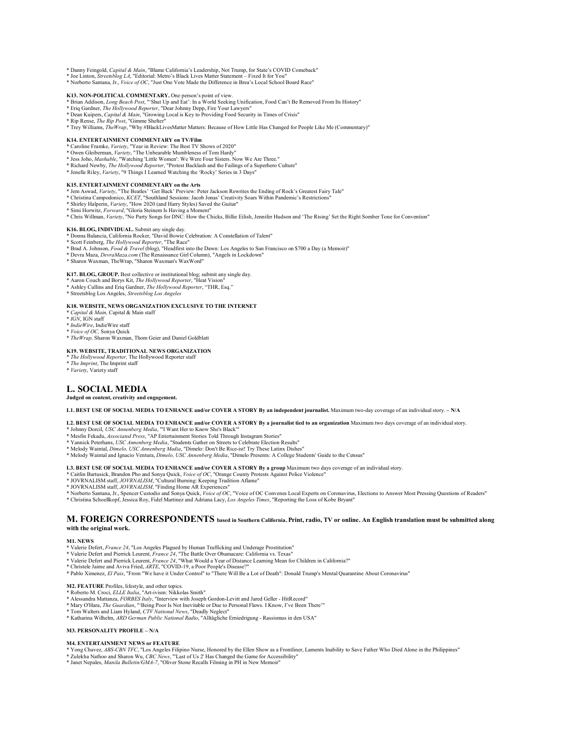* Danny Feingold, *Capital & Main*, "Blame California's Leadership, Not Trump, for State's COVID Comeback"
* Joe Linton, *Streetsblog LA*, "Editorial: Metro's Black Lives Matter Statement – Fixed It for You"
* Norberto Santana, Jr., *Voice of OC*, "Just One Vote Made the Difference in Brea's Local School Board Race"

**K13. NON-POLITICAL COMMENTARY.** One person's point of view.
* Brian Addison, *Long Beach Post*, "'Shut Up and Eat': In a World Seeking Unification, Food Can't Be Removed From Its History"
* Eriq Gardner, *The Hollywood Reporter*, "Dear Johnny Depp, Fire Your Lawyers"
* Dean Kuipers, *Capital & Main*, "Growing Local is Key to Providing Food Security in Times of Crisis"
* Rip Rense, *The Rip Post*, "Gimme Shelter"
* Trey Williams, *TheWrap*, "Why #BlackLivesMatter Matters: Because of How Little Has Changed for People Like Me (Commentary)"

**K14. ENTERTAINMENT COMMENTARY on TV/Film**
* Caroline Framke, *Variety*, "Year in Review: The Best TV Shows of 2020"
* Owen Gleiberman, *Variety*, "The Unbearable Mumbleness of Tom Hardy"
* Jess Joho, *Mashable*, "Watching 'Little Women': We Were Four Sisters. Now We Are Three."
* Richard Newby, *The Hollywood Reporter*, "Protest Backlash and the Failings of a Superhero Culture"
* Jenelle Riley, *Variety*, "9 Things I Learned Watching the 'Rocky' Series in 3 Days"

**K15. ENTERTAINMENT COMMENTARY on the Arts**
* Jem Aswad, *Variety*, "The Beatles' 'Get Back' Preview: Peter Jackson Rewrites the Ending of Rock's Greatest Fairy Tale"
* Christina Campodonico, *KCET*, "Southland Sessions: Jacob Jonas' Creativity Soars Within Pandemic's Restrictions"
* Shirley Halperin, *Variety*, "How 2020 (and Harry Styles) Saved the Guitar"
* Simi Horwitz, *Forward*, "Gloria Steinem Is Having a Moment"
* Chris Willman, *Variety*, "No Party Songs for DNC: How the Chicks, Billie Eilish, Jennifer Hudson and 'The Rising' Set the Right Somber Tone for Convention"

**K16. BLOG, INDIVIDUAL.** Submit any single day.
* Donna Balancia, California Rocker, "David Bowie Celebration: A Constellation of Talent"
* Scott Feinberg, *The Hollywood Reporter*, "The Race"
* Brad A. Johnson, *Food & Travel* (blog), "Headfirst into the Dawn: Los Angeles to San Francisco on $700 a Day (a Memoir)"
* Devra Maza, *DevraMaza.com* (The Renaissance Girl Column), "Angels in Lockdown"
* Sharon Waxman, TheWrap, "Sharon Waxman's WaxWord"

**K17. BLOG, GROUP.** Best collective or institutional blog; submit any single day.
* Aaron Couch and Borys Kit, *The Hollywood Reporter*, "Heat Vision"
* Ashley Cullins and Eriq Gardner, *The Hollywood Reporter*, "THR, Esq."
* Streetsblog Los Angeles, *Streetsblog Los Angeles*

**K18. WEBSITE, NEWS ORGANIZATION EXCLUSIVE TO THE INTERNET**
* *Capital & Main,* Capital & Main staff
* *IGN*, IGN staff
* *IndieWire*, IndieWire staff
* *Voice of OC,* Sonya Quick
* *TheWrap,* Sharon Waxman, Thom Geier and Daniel Goldblatt

**K19. WEBSITE, TRADITIONAL NEWS ORGANIZATION**
* *The Hollywood Reporter,* The Hollywood Reporter staff
* *The Imprint*, The Imprint staff
* *Variety*, Variety staff

## L. SOCIAL MEDIA

**Judged on content, creativity and engagement.**

**L1. BEST USE OF SOCIAL MEDIA TO ENHANCE and/or COVER A STORY By an independent journalist.** Maximum two-day coverage of an individual story. **– N/A**

**L2. BEST USE OF SOCIAL MEDIA TO ENHANCE and/or COVER A STORY By a journalist tied to an organization** Maximum two days coverage of an individual story.
* Johnny Dorcil, *USC Annenberg Media*, "'I Want Her to Know She's Black'"
* Mesfin Fekadu, *Associated Press*, "AP Entertainment Stories Told Through Instagram Stories"
* Yannick Peterhans, *USC Annenberg Media*, "Students Gather on Streets to Celebrate Election Results"
* Melody Waintal, *Dimelo, USC Annenberg Media*, "Dimelo: Don't Be Rice-ist! Try These Latinx Dishes"
* Melody Waintal and Ignacio Ventura, *Dimelo, USC Annenberg Media*, "Dimelo Presents: A College Students' Guide to the Census"

**L3. BEST USE OF SOCIAL MEDIA TO ENHANCE and/or COVER A STORY By a group** Maximum two days coverage of an individual story.
* Caitlin Bartusick, Brandon Pho and Sonya Quick, *Voice of OC*, "Orange County Protests Against Police Violence"
* JOVRNALISM staff, *JOVRNALISM*, "Cultural Burning: Keeping Tradition Aflame"
* JOVRNALISM staff, *JOVRNALISM*, "Finding Home AR Experiences"
* Norberto Santana, Jr., Spencer Custodio and Sonya Quick, *Voice of OC*, "Voice of OC Convenes Local Experts on Coronavirus, Elections to Answer Most Pressing Questions of Readers"
* Christina Schoellkopf, Jessica Roy, Fidel Martinez and Adriana Lacy, *Los Angeles Times*, "Reporting the Loss of Kobe Bryant"

## M. FOREIGN CORRESPONDENTS based in Southern California. Print, radio, TV or online. An English translation must be submitted along with the original work.

**M1. NEWS**
* Valerie Defert, *France 24*, "Los Angeles Plagued by Human Trafficking and Underage Prostitution"
* Valerie Defert and Pierrick Leurent, *France 24*, "The Battle Over Obamacare: California vs. Texas"
* Valerie Defert and Pierrick Leurent, *France 24*, "What Would a Year of Distance Learning Mean for Children in California?"
* Christele Jaime and Aviva Fried, *ARTE*, "COVID-19, a Poor People's Disease?"
* Pablo Ximenez, *El Pais*, "From "We have it Under Control" to "There Will Be a Lot of Death": Donald Trump's Mental Quarantine About Coronavirus"

**M2. FEATURE** Profiles, lifestyle, and other topics.
* Roberto M. Croci, *ELLE Italia*, "Art-ivism: Nikkolas Smith"
* Alessandra Mattanza, *FORBES Italy*, "Interview with Joseph Gordon-Levitt and Jared Geller - HitRecord"
* Mary O'Hara, *The Guardian*, "'Being Poor Is Not Inevitable or Due to Personal Flaws. I Know, I've Been There'"
* Tom Walters and Liam Hyland, *CTV National News*, "Deadly Neglect"
* Katharina Wilhelm, *ARD German Public National Radio*, "Alltägliche Erniedrigung - Rassismus in den USA"

**M3. PERSONALITY PROFILE – N/A**

**M4. ENTERTAINMENT NEWS or FEATURE**
* Yong Chavez, *ABS-CBN TFC*, "Los Angeles Filipino Nurse, Honored by the Ellen Show as a Frontliner, Laments Inability to Save Father Who Died Alone in the Philippines"
* Zulekha Nathoo and Sharon Wu, *CBC News*, "'Last of Us 2' Has Changed the Game for Accessibility"
* Janet Nepales, *Manila Bulletin/GMA-7*, "Oliver Stone Recalls Filming in PH in New Memoir"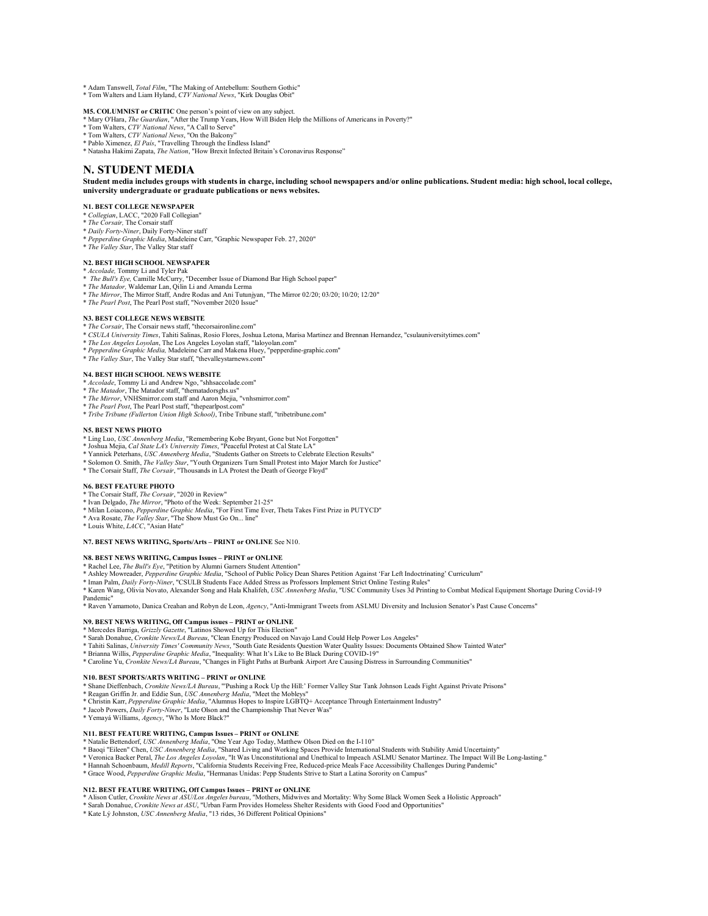* Adam Tanswell, *Total Film*, "The Making of Antebellum: Southern Gothic"
* Tom Walters and Liam Hyland, *CTV National News*, "Kirk Douglas Obit"

**M5. COLUMNIST or CRITIC** One person's point of view on any subject.
* Mary O'Hara, *The Guardian*, "After the Trump Years, How Will Biden Help the Millions of Americans in Poverty?"
* Tom Walters, *CTV National News*, "A Call to Serve"
* Tom Walters, *CTV National News*, "On the Balcony"
* Pablo Ximenez, *El País*, "Travelling Through the Endless Island"
* Natasha Hakimi Zapata, *The Nation*, "How Brexit Infected Britain's Coronavirus Response"

## N. STUDENT MEDIA

**Student media includes groups with students in charge, including school newspapers and/or online publications. Student media: high school, local college, university undergraduate or graduate publications or news websites.**

**N1. BEST COLLEGE NEWSPAPER**
* *Collegian*, LACC, "2020 Fall Collegian"
* *The Corsair,* The Corsair staff
* *Daily Forty-Niner*, Daily Forty-Niner staff
* *Pepperdine Graphic Media*, Madeleine Carr, "Graphic Newspaper Feb. 27, 2020"
* *The Valley Star*, The Valley Star staff

**N2. BEST HIGH SCHOOL NEWSPAPER**
* *Accolade,* Tommy Li and Tyler Pak
* *The Bull's Eye,* Camille McCurry, "December Issue of Diamond Bar High School paper"
* *The Matador,* Waldemar Lan, Qilin Li and Amanda Lerma
* *The Mirror*, The Mirror Staff, Andre Rodas and Ani Tutunjyan, "The Mirror 02/20; 03/20; 10/20; 12/20"
* *The Pearl Post*, The Pearl Post staff, "November 2020 Issue"

**N3. BEST COLLEGE NEWS WEBSITE**
* *The Corsair*, The Corsair news staff, "thecorsaironline.com"
* *CSULA University Times*, Tahiti Salinas, Rosio Flores, Joshua Letona, Marisa Martinez and Brennan Hernandez, "csulauniversitytimes.com"
* *The Los Angeles Loyolan*, The Los Angeles Loyolan staff, "laloyolan.com"
* *Pepperdine Graphic Media,* Madeleine Carr and Makena Huey, "pepperdine-graphic.com"
* *The Valley Star*, The Valley Star staff, "thevalleystarnews.com"

**N4. BEST HIGH SCHOOL NEWS WEBSITE**
* *Accolade*, Tommy Li and Andrew Ngo, "shhsaccolade.com"
* *The Matador*, The Matador staff, "thematadorsghs.us"
* *The Mirror*, VNHSmirror.com staff and Aaron Mejia, "vnhsmirror.com"
* *The Pearl Post*, The Pearl Post staff, "thepearlpost.com"
* *Tribe Tribune (Fullerton Union High School)*, Tribe Tribune staff, "tribetribune.com"

**N5. BEST NEWS PHOTO**
* Ling Luo, *USC Annenberg Media*, "Remembering Kobe Bryant, Gone but Not Forgotten"
* Joshua Mejia, *Cal State LA's University Times*, "Peaceful Protest at Cal State LA"
* Yannick Peterhans, *USC Annenberg Media*, "Students Gather on Streets to Celebrate Election Results"
* Solomon O. Smith, *The Valley Star*, "Youth Organizers Turn Small Protest into Major March for Justice"
* The Corsair Staff, *The Corsair*, "Thousands in LA Protest the Death of George Floyd"

**N6. BEST FEATURE PHOTO**
* The Corsair Staff, *The Corsair*, "2020 in Review"
* Ivan Delgado, *The Mirror*, "Photo of the Week: September 21-25"
* Milan Loiacono, *Pepperdine Graphic Media*, "For First Time Ever, Theta Takes First Prize in PUTYCD"
* Ava Rosate, *The Valley Star*, "The Show Must Go On... line"
* Louis White, *LACC*, "Asian Hate"

**N7. BEST NEWS WRITING, Sports/Arts – PRINT or ONLINE** See N10.

**N8. BEST NEWS WRITING, Campus Issues – PRINT or ONLINE**
* Rachel Lee, *The Bull's Eye*, "Petition by Alumni Garners Student Attention"
* Ashley Mowreader, *Pepperdine Graphic Media*, "School of Public Policy Dean Shares Petition Against 'Far Left Indoctrinating' Curriculum"
* Iman Palm, *Daily Forty-Niner*, "CSULB Students Face Added Stress as Professors Implement Strict Online Testing Rules"
* Karen Wang, Olivia Novato, Alexander Song and Hala Khalifeh, *USC Annenberg Media*, "USC Community Uses 3d Printing to Combat Medical Equipment Shortage During Covid-19 Pandemic"
* Raven Yamamoto, Danica Creahan and Robyn de Leon, *Agency*, "Anti-Immigrant Tweets from ASLMU Diversity and Inclusion Senator's Past Cause Concerns"

**N9. BEST NEWS WRITING, Off Campus issues – PRINT or ONLINE**
* Mercedes Barriga, *Grizzly Gazette*, "Latinos Showed Up for This Election"
* Sarah Donahue, *Cronkite News/LA Bureau*, "Clean Energy Produced on Navajo Land Could Help Power Los Angeles"
* Tahiti Salinas, *University Times' Community News*, "South Gate Residents Question Water Quality Issues: Documents Obtained Show Tainted Water"
* Brianna Willis, *Pepperdine Graphic Media*, "Inequality: What It's Like to Be Black During COVID-19"
* Caroline Yu, *Cronkite News/LA Bureau*, "Changes in Flight Paths at Burbank Airport Are Causing Distress in Surrounding Communities"

**N10. BEST SPORTS/ARTS WRITING – PRINT or ONLINE**
* Shane Dieffenbach, *Cronkite News/LA Bureau*, "'Pushing a Rock Up the Hill:' Former Valley Star Tank Johnson Leads Fight Against Private Prisons"
* Reagan Griffin Jr. and Eddie Sun, *USC Annenberg Media*, "Meet the Mobleys"
* Christin Karr, *Pepperdine Graphic Media*, "Alumnus Hopes to Inspire LGBTQ+ Acceptance Through Entertainment Industry"
* Jacob Powers, *Daily Forty-Niner*, "Lute Olson and the Championship That Never Was"
* Yemayá Williams, *Agency*, "Who Is More Black?"

**N11. BEST FEATURE WRITING, Campus Issues – PRINT or ONLINE**
* Natalie Bettendorf, *USC Annenberg Media*, "One Year Ago Today, Matthew Olson Died on the I-110"
* Baoqi "Eileen" Chen, *USC Annenberg Media*, "Shared Living and Working Spaces Provide International Students with Stability Amid Uncertainty"
* Veronica Backer Peral, *The Los Angeles Loyolan*, "It Was Unconstitutional and Unethical to Impeach ASLMU Senator Martinez. The Impact Will Be Long-lasting."
* Hannah Schoenbaum, *Medill Reports*, "California Students Receiving Free, Reduced-price Meals Face Accessibility Challenges During Pandemic"
* Grace Wood, *Pepperdine Graphic Media*, "Hermanas Unidas: Pepp Students Strive to Start a Latina Sorority on Campus"

**N12. BEST FEATURE WRITING, Off Campus Issues – PRINT or ONLINE**
* Alison Cutler, *Cronkite News at ASU/Los Angeles bureau*, "Mothers, Midwives and Mortality: Why Some Black Women Seek a Holistic Approach"
* Sarah Donahue, *Cronkite News at ASU*, "Urban Farm Provides Homeless Shelter Residents with Good Food and Opportunities"
* Kate Lý Johnston, *USC Annenberg Media*, "13 rides, 36 Different Political Opinions"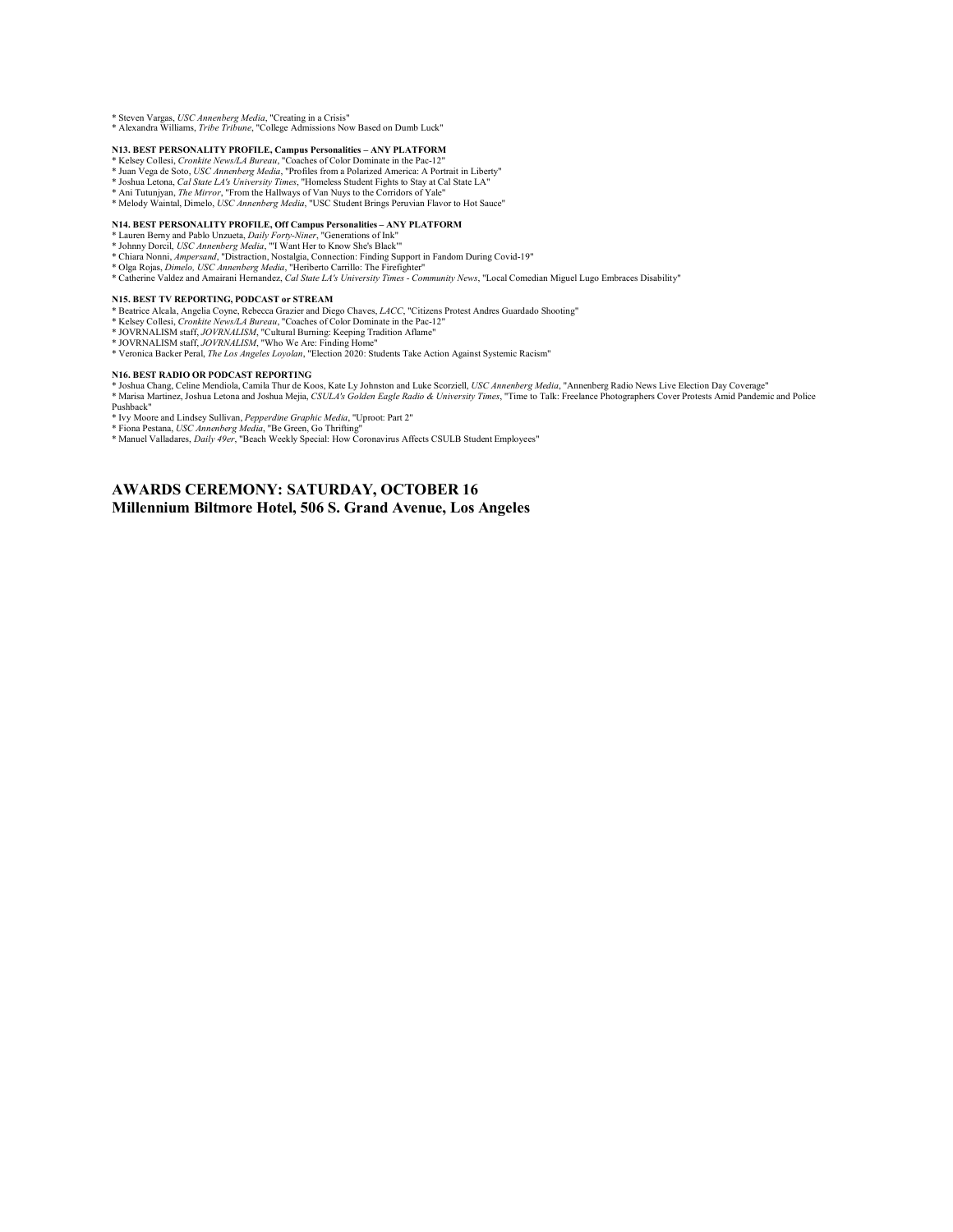* Steven Vargas, *USC Annenberg Media*, "Creating in a Crisis"
* Alexandra Williams, *Tribe Tribune*, "College Admissions Now Based on Dumb Luck"

**N13. BEST PERSONALITY PROFILE, Campus Personalities – ANY PLATFORM**
* Kelsey Collesi, *Cronkite News/LA Bureau*, "Coaches of Color Dominate in the Pac-12"
* Juan Vega de Soto, *USC Annenberg Media*, "Profiles from a Polarized America: A Portrait in Liberty"
* Joshua Letona, *Cal State LA's University Times*, "Homeless Student Fights to Stay at Cal State LA"
* Ani Tutunjyan, *The Mirror*, "From the Hallways of Van Nuys to the Corridors of Yale"
* Melody Waintal, Dimelo, *USC Annenberg Media*, "USC Student Brings Peruvian Flavor to Hot Sauce"

**N14. BEST PERSONALITY PROFILE, Off Campus Personalities – ANY PLATFORM**
* Lauren Berny and Pablo Unzueta, *Daily Forty-Niner*, "Generations of Ink"
* Johnny Dorcil, *USC Annenberg Media*, "'I Want Her to Know She's Black'"
* Chiara Nonni, *Ampersand*, "Distraction, Nostalgia, Connection: Finding Support in Fandom During Covid-19"
* Olga Rojas, *Dimelo, USC Annenberg Media*, "Heriberto Carrillo: The Firefighter"
* Catherine Valdez and Amairani Hernandez, *Cal State LA's University Times - Community News*, "Local Comedian Miguel Lugo Embraces Disability"

**N15. BEST TV REPORTING, PODCAST or STREAM**
* Beatrice Alcala, Angelia Coyne, Rebecca Grazier and Diego Chaves, *LACC*, "Citizens Protest Andres Guardado Shooting"
* Kelsey Collesi, *Cronkite News/LA Bureau*, "Coaches of Color Dominate in the Pac-12"
* JOVRNALISM staff, *JOVRNALISM*, "Cultural Burning: Keeping Tradition Aflame"
* JOVRNALISM staff, *JOVRNALISM*, "Who We Are: Finding Home"
* Veronica Backer Peral, *The Los Angeles Loyolan*, "Election 2020: Students Take Action Against Systemic Racism"

**N16. BEST RADIO OR PODCAST REPORTING**
* Joshua Chang, Celine Mendiola, Camila Thur de Koos, Kate Ly Johnston and Luke Scorziell, *USC Annenberg Media*, "Annenberg Radio News Live Election Day Coverage"
* Marisa Martinez, Joshua Letona and Joshua Mejia, *CSULA's Golden Eagle Radio & University Times*, "Time to Talk: Freelance Photographers Cover Protests Amid Pandemic and Police Pushback"
* Ivy Moore and Lindsey Sullivan, *Pepperdine Graphic Media*, "Uproot: Part 2"
* Fiona Pestana, *USC Annenberg Media*, "Be Green, Go Thrifting"
* Manuel Valladares, *Daily 49er*, "Beach Weekly Special: How Coronavirus Affects CSULB Student Employees"

## AWARDS CEREMONY: SATURDAY, OCTOBER 16
## Millennium Biltmore Hotel, 506 S. Grand Avenue, Los Angeles